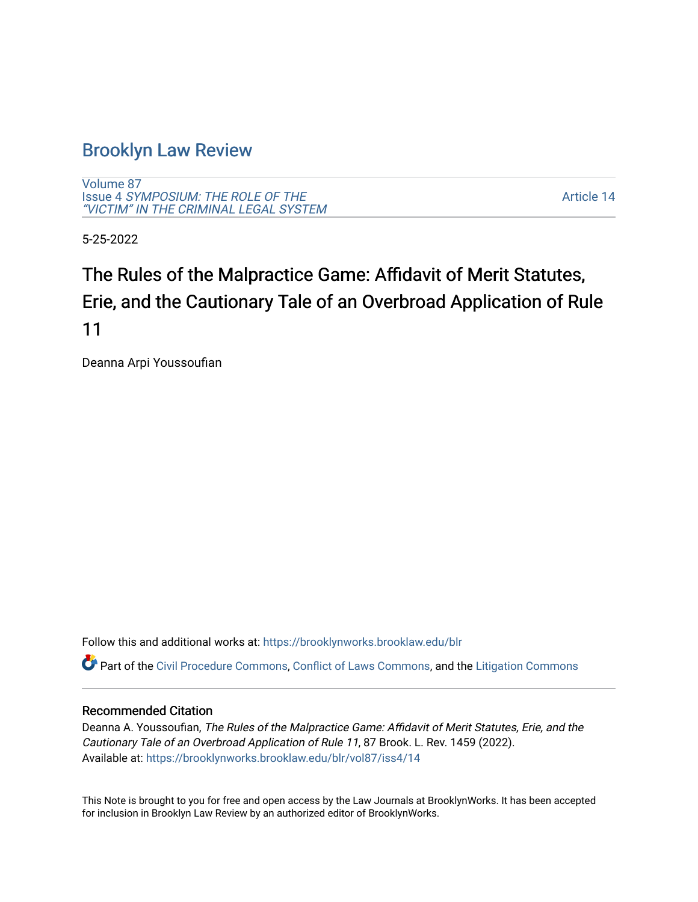# Brooklyn Law Review

Volume 87
Issue 4 *SYMPOSIUM: THE ROLE OF THE "VICTIM" IN THE CRIMINAL LEGAL SYSTEM*

Article 14

5-25-2022

## The Rules of the Malpractice Game: Affidavit of Merit Statutes, Erie, and the Cautionary Tale of an Overbroad Application of Rule 11

Deanna Arpi Youssoufian

Follow this and additional works at: https://brooklynworks.brooklaw.edu/blr

Part of the Civil Procedure Commons, Conflict of Laws Commons, and the Litigation Commons

### Recommended Citation

Deanna A. Youssoufian, *The Rules of the Malpractice Game: Affidavit of Merit Statutes, Erie, and the Cautionary Tale of an Overbroad Application of Rule 11*, 87 Brook. L. Rev. 1459 (2022).
Available at: https://brooklynworks.brooklaw.edu/blr/vol87/iss4/14

This Note is brought to you for free and open access by the Law Journals at BrooklynWorks. It has been accepted for inclusion in Brooklyn Law Review by an authorized editor of BrooklynWorks.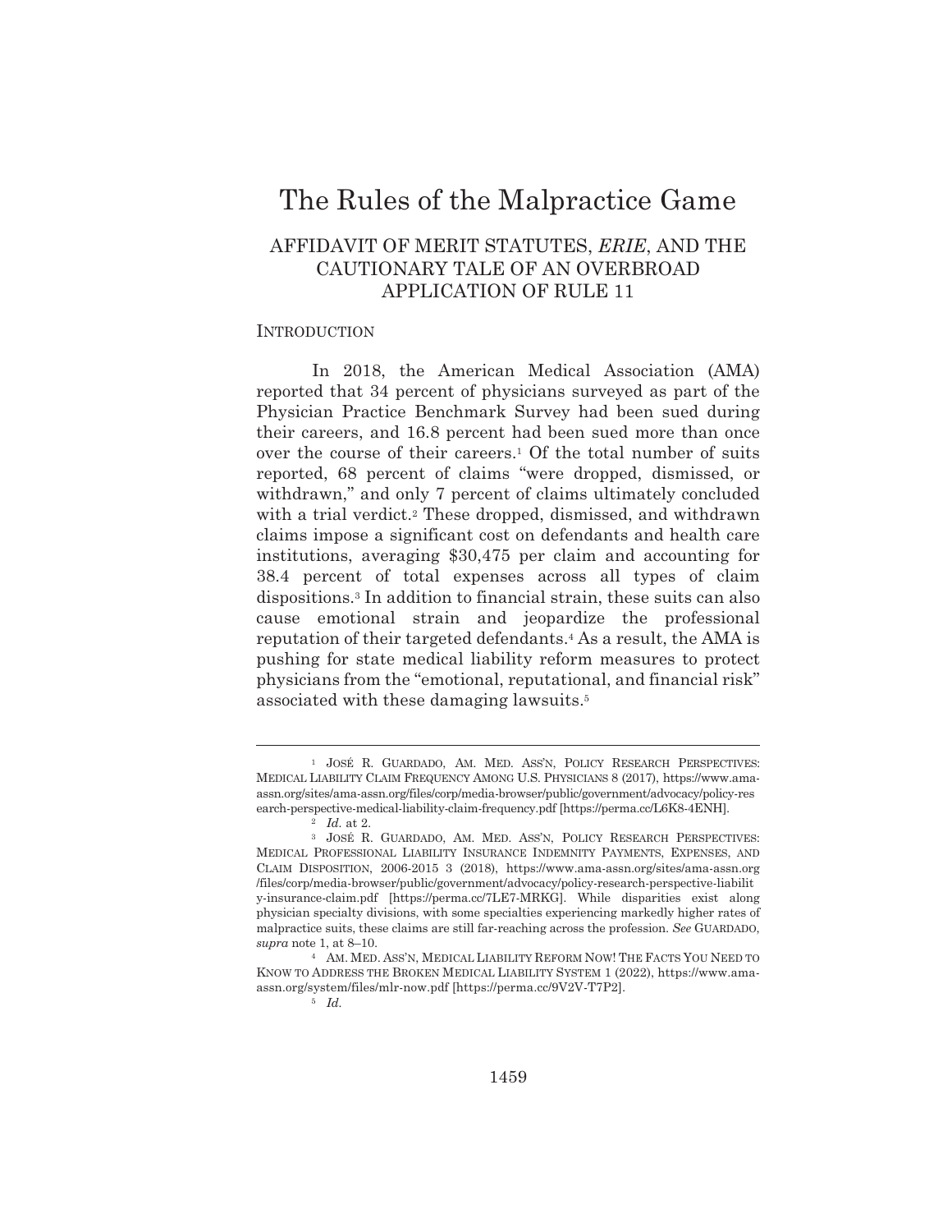# The Rules of the Malpractice Game

## AFFIDAVIT OF MERIT STATUTES, *ERIE*, AND THE CAUTIONARY TALE OF AN OVERBROAD APPLICATION OF RULE 11

### INTRODUCTION

In 2018, the American Medical Association (AMA) reported that 34 percent of physicians surveyed as part of the Physician Practice Benchmark Survey had been sued during their careers, and 16.8 percent had been sued more than once over the course of their careers.[1] Of the total number of suits reported, 68 percent of claims "were dropped, dismissed, or withdrawn," and only 7 percent of claims ultimately concluded with a trial verdict.[2] These dropped, dismissed, and withdrawn claims impose a significant cost on defendants and health care institutions, averaging $30,475 per claim and accounting for 38.4 percent of total expenses across all types of claim dispositions.[3] In addition to financial strain, these suits can also cause emotional strain and jeopardize the professional reputation of their targeted defendants.[4] As a result, the AMA is pushing for state medical liability reform measures to protect physicians from the "emotional, reputational, and financial risk" associated with these damaging lawsuits.[5]

---

[1] JOSÉ R. GUARDADO, AM. MED. ASS'N, POLICY RESEARCH PERSPECTIVES: MEDICAL LIABILITY CLAIM FREQUENCY AMONG U.S. PHYSICIANS 8 (2017), https://www.ama-assn.org/sites/ama-assn.org/files/corp/media-browser/public/government/advocacy/policy-research-perspective-medical-liability-claim-frequency.pdf [https://perma.cc/L6K8-4ENH].

[2] *Id.* at 2.

[3] JOSÉ R. GUARDADO, AM. MED. ASS'N, POLICY RESEARCH PERSPECTIVES: MEDICAL PROFESSIONAL LIABILITY INSURANCE INDEMNITY PAYMENTS, EXPENSES, AND CLAIM DISPOSITION, 2006-2015 3 (2018), https://www.ama-assn.org/sites/ama-assn.org/files/corp/media-browser/public/government/advocacy/policy-research-perspective-liability-insurance-claim.pdf [https://perma.cc/7LE7-MRKG]. While disparities exist along physician specialty divisions, with some specialties experiencing markedly higher rates of malpractice suits, these claims are still far-reaching across the profession. *See* GUARDADO, *supra* note 1, at 8–10.

[4] AM. MED. ASS'N, MEDICAL LIABILITY REFORM NOW! THE FACTS YOU NEED TO KNOW TO ADDRESS THE BROKEN MEDICAL LIABILITY SYSTEM 1 (2022), https://www.ama-assn.org/system/files/mlr-now.pdf [https://perma.cc/9V2V-T7P2].

[5] *Id.*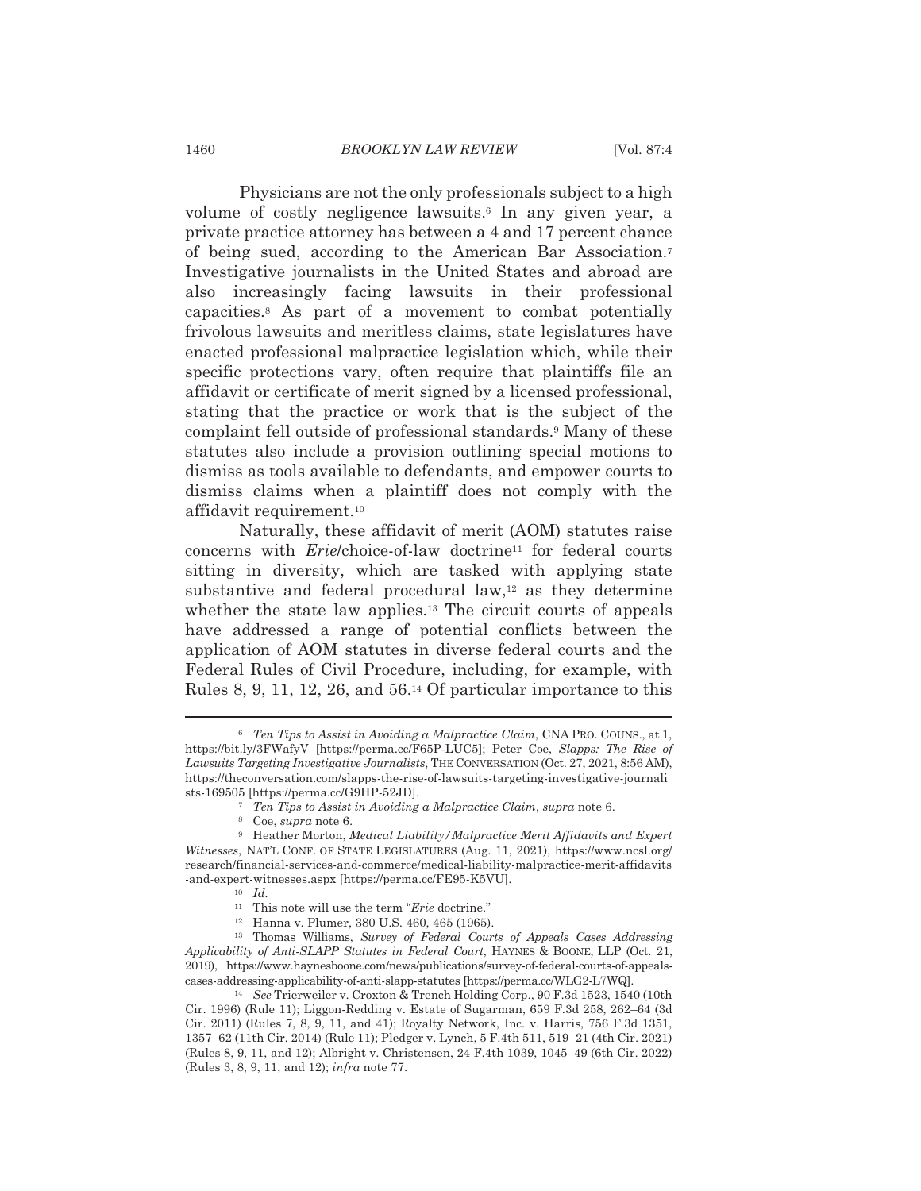Physicians are not the only professionals subject to a high volume of costly negligence lawsuits.[6] In any given year, a private practice attorney has between a 4 and 17 percent chance of being sued, according to the American Bar Association.[7] Investigative journalists in the United States and abroad are also increasingly facing lawsuits in their professional capacities.[8] As part of a movement to combat potentially frivolous lawsuits and meritless claims, state legislatures have enacted professional malpractice legislation which, while their specific protections vary, often require that plaintiffs file an affidavit or certificate of merit signed by a licensed professional, stating that the practice or work that is the subject of the complaint fell outside of professional standards.[9] Many of these statutes also include a provision outlining special motions to dismiss as tools available to defendants, and empower courts to dismiss claims when a plaintiff does not comply with the affidavit requirement.[10]

Naturally, these affidavit of merit (AOM) statutes raise concerns with *Erie*/choice-of-law doctrine[11] for federal courts sitting in diversity, which are tasked with applying state substantive and federal procedural law,[12] as they determine whether the state law applies.[13] The circuit courts of appeals have addressed a range of potential conflicts between the application of AOM statutes in diverse federal courts and the Federal Rules of Civil Procedure, including, for example, with Rules 8, 9, 11, 12, 26, and 56.[14] Of particular importance to this

---

[6] *Ten Tips to Assist in Avoiding a Malpractice Claim*, CNA PRO. COUNS., at 1, https://bit.ly/3FWafyV [https://perma.cc/F65P-LUC5]; Peter Coe, *Slapps: The Rise of Lawsuits Targeting Investigative Journalists*, THE CONVERSATION (Oct. 27, 2021, 8:56 AM), https://theconversation.com/slapps-the-rise-of-lawsuits-targeting-investigative-journalists-169505 [https://perma.cc/G9HP-52JD].

[7] *Ten Tips to Assist in Avoiding a Malpractice Claim*, *supra* note 6.

[8] Coe, *supra* note 6.

[9] Heather Morton, *Medical Liability/Malpractice Merit Affidavits and Expert Witnesses*, NAT'L CONF. OF STATE LEGISLATURES (Aug. 11, 2021), https://www.ncsl.org/research/financial-services-and-commerce/medical-liability-malpractice-merit-affidavits-and-expert-witnesses.aspx [https://perma.cc/FE95-K5VU].

[10] *Id.*

[11] This note will use the term "*Erie* doctrine."

[12] Hanna v. Plumer, 380 U.S. 460, 465 (1965).

[13] Thomas Williams, *Survey of Federal Courts of Appeals Cases Addressing Applicability of Anti-SLAPP Statutes in Federal Court*, HAYNES & BOONE, LLP (Oct. 21, 2019), https://www.haynesboone.com/news/publications/survey-of-federal-courts-of-appeals-cases-addressing-applicability-of-anti-slapp-statutes [https://perma.cc/WLG2-L7WQ].

[14] *See* Trierweiler v. Croxton & Trench Holding Corp., 90 F.3d 1523, 1540 (10th Cir. 1996) (Rule 11); Liggon-Redding v. Estate of Sugarman, 659 F.3d 258, 262–64 (3d Cir. 2011) (Rules 7, 8, 9, 11, and 41); Royalty Network, Inc. v. Harris, 756 F.3d 1351, 1357–62 (11th Cir. 2014) (Rule 11); Pledger v. Lynch, 5 F.4th 511, 519–21 (4th Cir. 2021) (Rules 8, 9, 11, and 12); Albright v. Christensen, 24 F.4th 1039, 1045–49 (6th Cir. 2022) (Rules 3, 8, 9, 11, and 12); *infra* note 77.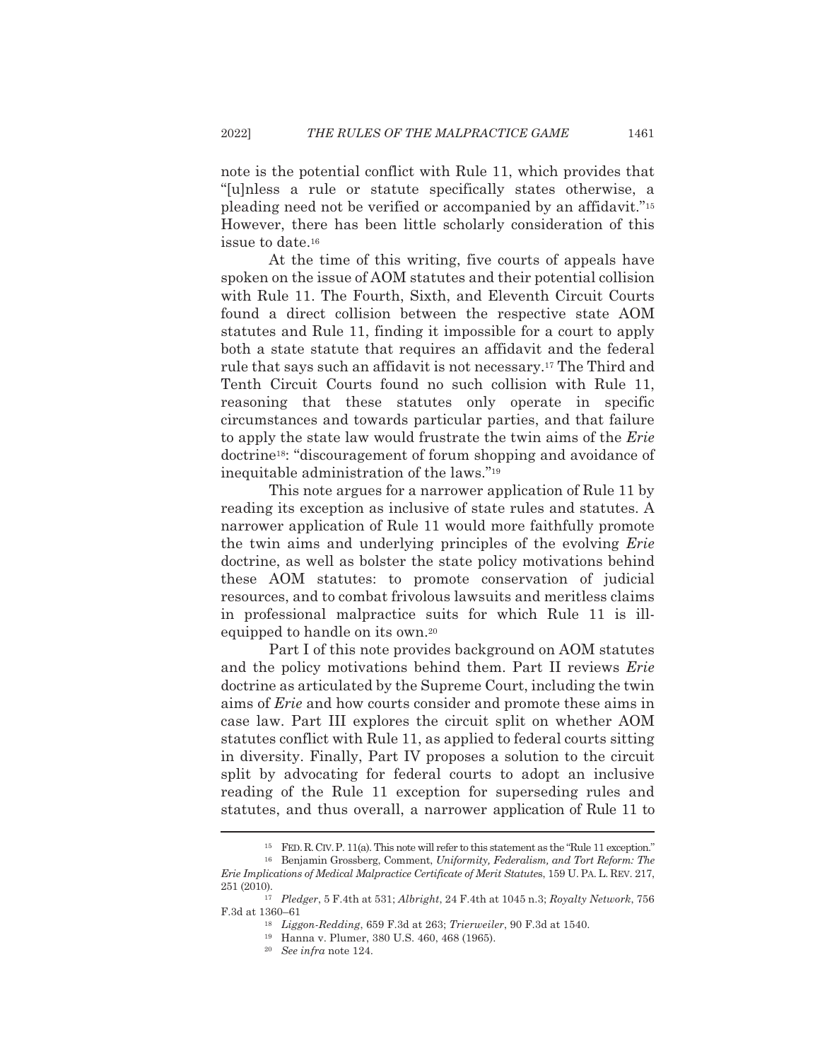note is the potential conflict with Rule 11, which provides that "[u]nless a rule or statute specifically states otherwise, a pleading need not be verified or accompanied by an affidavit."[15] However, there has been little scholarly consideration of this issue to date.[16]

At the time of this writing, five courts of appeals have spoken on the issue of AOM statutes and their potential collision with Rule 11. The Fourth, Sixth, and Eleventh Circuit Courts found a direct collision between the respective state AOM statutes and Rule 11, finding it impossible for a court to apply both a state statute that requires an affidavit and the federal rule that says such an affidavit is not necessary.[17] The Third and Tenth Circuit Courts found no such collision with Rule 11, reasoning that these statutes only operate in specific circumstances and towards particular parties, and that failure to apply the state law would frustrate the twin aims of the *Erie* doctrine[18]: "discouragement of forum shopping and avoidance of inequitable administration of the laws."[19]

This note argues for a narrower application of Rule 11 by reading its exception as inclusive of state rules and statutes. A narrower application of Rule 11 would more faithfully promote the twin aims and underlying principles of the evolving *Erie* doctrine, as well as bolster the state policy motivations behind these AOM statutes: to promote conservation of judicial resources, and to combat frivolous lawsuits and meritless claims in professional malpractice suits for which Rule 11 is ill-equipped to handle on its own.[20]

Part I of this note provides background on AOM statutes and the policy motivations behind them. Part II reviews *Erie* doctrine as articulated by the Supreme Court, including the twin aims of *Erie* and how courts consider and promote these aims in case law. Part III explores the circuit split on whether AOM statutes conflict with Rule 11, as applied to federal courts sitting in diversity. Finally, Part IV proposes a solution to the circuit split by advocating for federal courts to adopt an inclusive reading of the Rule 11 exception for superseding rules and statutes, and thus overall, a narrower application of Rule 11 to

---

[15] FED. R. CIV. P. 11(a). This note will refer to this statement as the "Rule 11 exception."

[16] Benjamin Grossberg, Comment, *Uniformity, Federalism, and Tort Reform: The Erie Implications of Medical Malpractice Certificate of Merit Statutes*, 159 U. PA. L. REV. 217, 251 (2010).

[17] *Pledger*, 5 F.4th at 531; *Albright*, 24 F.4th at 1045 n.3; *Royalty Network*, 756 F.3d at 1360–61

[18] *Liggon-Redding*, 659 F.3d at 263; *Trierweiler*, 90 F.3d at 1540.

[19] Hanna v. Plumer, 380 U.S. 460, 468 (1965).

[20] *See infra* note 124.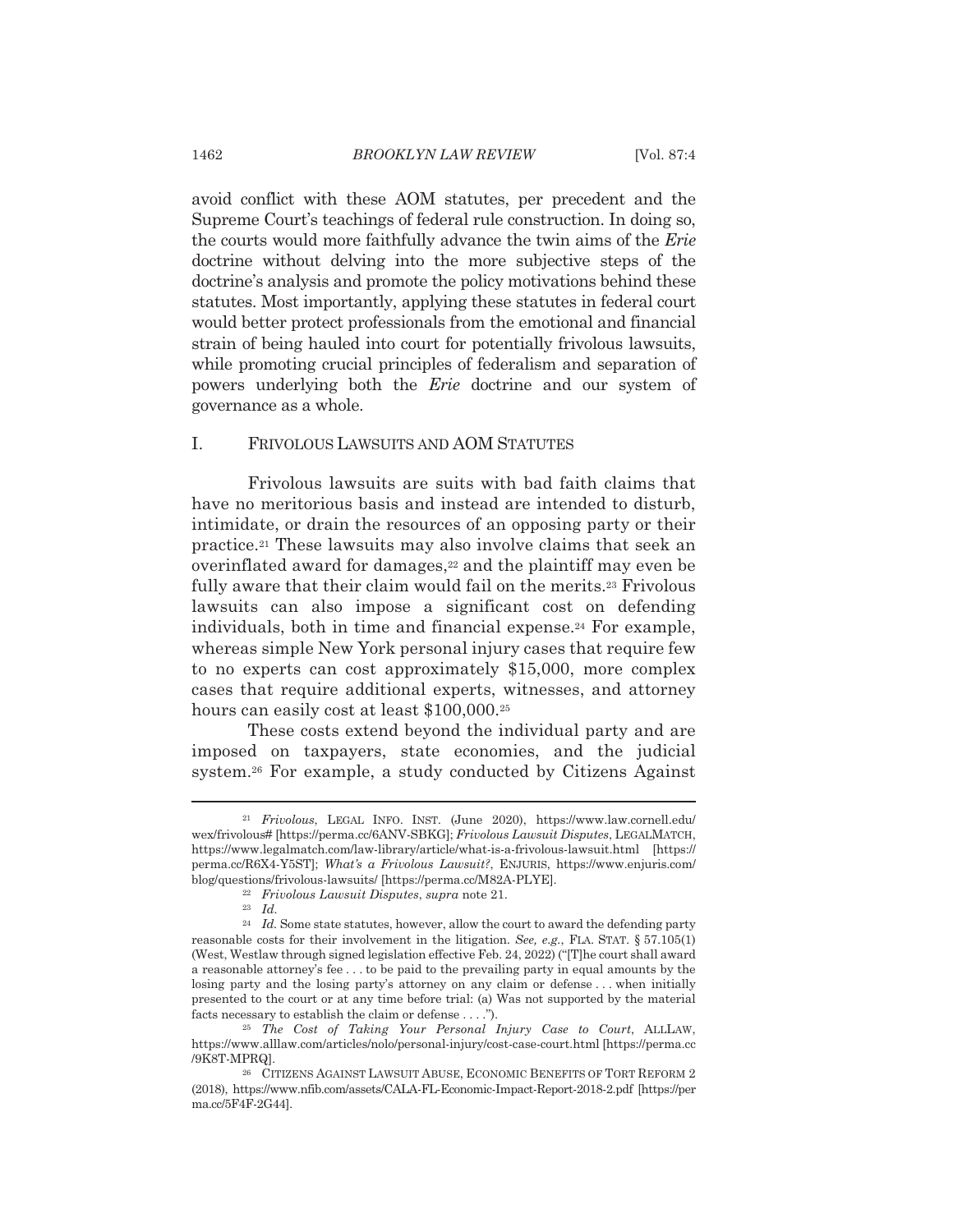avoid conflict with these AOM statutes, per precedent and the Supreme Court's teachings of federal rule construction. In doing so, the courts would more faithfully advance the twin aims of the *Erie* doctrine without delving into the more subjective steps of the doctrine's analysis and promote the policy motivations behind these statutes. Most importantly, applying these statutes in federal court would better protect professionals from the emotional and financial strain of being hauled into court for potentially frivolous lawsuits, while promoting crucial principles of federalism and separation of powers underlying both the *Erie* doctrine and our system of governance as a whole.

## I. FRIVOLOUS LAWSUITS AND AOM STATUTES

Frivolous lawsuits are suits with bad faith claims that have no meritorious basis and instead are intended to disturb, intimidate, or drain the resources of an opposing party or their practice.[21] These lawsuits may also involve claims that seek an overinflated award for damages,[22] and the plaintiff may even be fully aware that their claim would fail on the merits.[23] Frivolous lawsuits can also impose a significant cost on defending individuals, both in time and financial expense.[24] For example, whereas simple New York personal injury cases that require few to no experts can cost approximately $15,000, more complex cases that require additional experts, witnesses, and attorney hours can easily cost at least $100,000.[25]

These costs extend beyond the individual party and are imposed on taxpayers, state economies, and the judicial system.[26] For example, a study conducted by Citizens Against

---

[21] *Frivolous*, LEGAL INFO. INST. (June 2020), https://www.law.cornell.edu/wex/frivolous# [https://perma.cc/6ANV-SBKG]; *Frivolous Lawsuit Disputes*, LEGALMATCH, https://www.legalmatch.com/law-library/article/what-is-a-frivolous-lawsuit.html [https://perma.cc/R6X4-Y5ST]; *What's a Frivolous Lawsuit?*, ENJURIS, https://www.enjuris.com/blog/questions/frivolous-lawsuits/ [https://perma.cc/M82A-PLYE].

[22] *Frivolous Lawsuit Disputes*, *supra* note 21.

[23] *Id.*

[24] *Id.* Some state statutes, however, allow the court to award the defending party reasonable costs for their involvement in the litigation. *See, e.g.*, FLA. STAT. § 57.105(1) (West, Westlaw through signed legislation effective Feb. 24, 2022) ("[T]he court shall award a reasonable attorney's fee . . . to be paid to the prevailing party in equal amounts by the losing party and the losing party's attorney on any claim or defense . . . when initially presented to the court or at any time before trial: (a) Was not supported by the material facts necessary to establish the claim or defense . . . .").

[25] *The Cost of Taking Your Personal Injury Case to Court*, ALLLAW, https://www.alllaw.com/articles/nolo/personal-injury/cost-case-court.html [https://perma.cc/9K8T-MPRQ].

[26] CITIZENS AGAINST LAWSUIT ABUSE, ECONOMIC BENEFITS OF TORT REFORM 2 (2018), https://www.nfib.com/assets/CALA-FL-Economic-Impact-Report-2018-2.pdf [https://perma.cc/5F4F-2G44].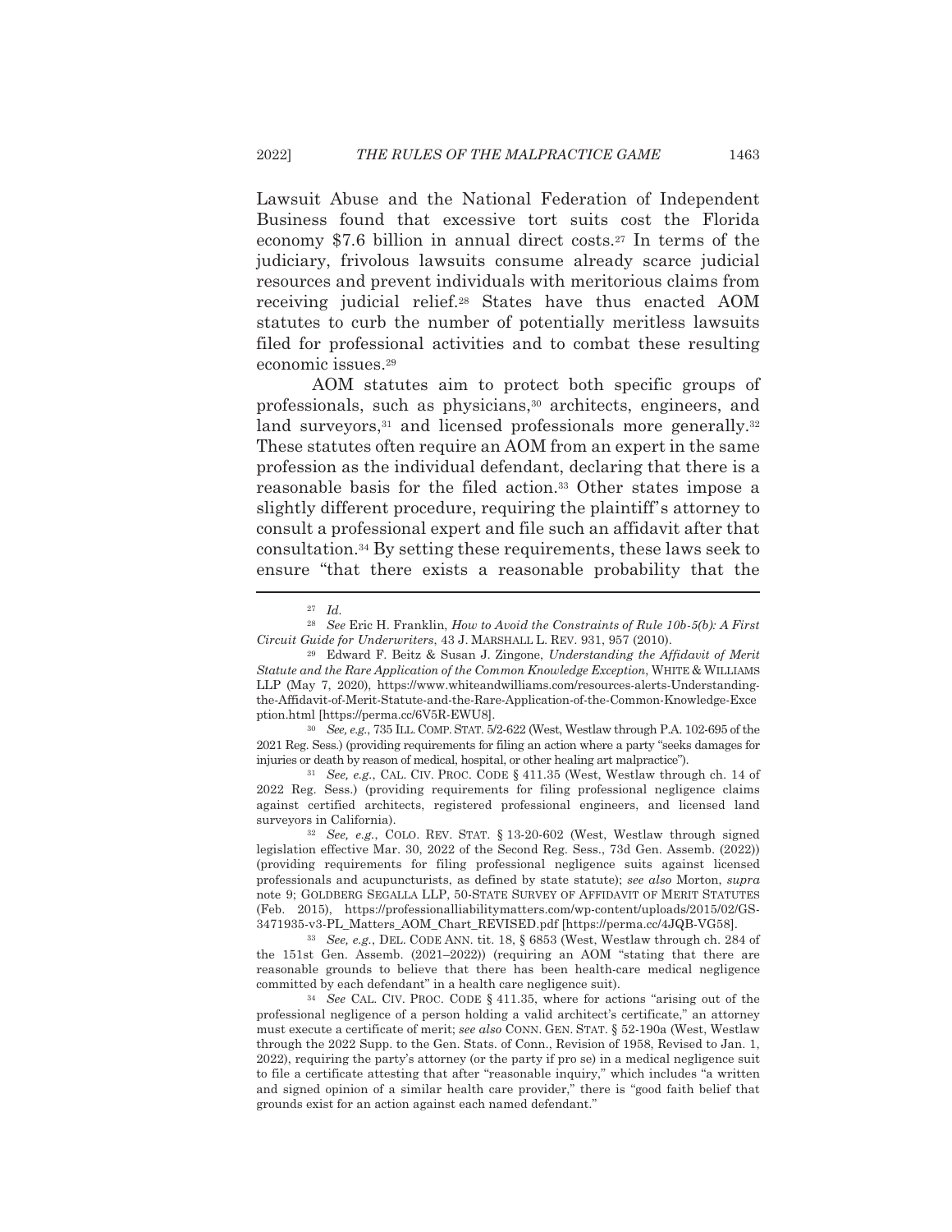Lawsuit Abuse and the National Federation of Independent Business found that excessive tort suits cost the Florida economy $7.6 billion in annual direct costs.[27] In terms of the judiciary, frivolous lawsuits consume already scarce judicial resources and prevent individuals with meritorious claims from receiving judicial relief.[28] States have thus enacted AOM statutes to curb the number of potentially meritless lawsuits filed for professional activities and to combat these resulting economic issues.[29]

AOM statutes aim to protect both specific groups of professionals, such as physicians,[30] architects, engineers, and land surveyors,[31] and licensed professionals more generally.[32] These statutes often require an AOM from an expert in the same profession as the individual defendant, declaring that there is a reasonable basis for the filed action.[33] Other states impose a slightly different procedure, requiring the plaintiff's attorney to consult a professional expert and file such an affidavit after that consultation.[34] By setting these requirements, these laws seek to ensure "that there exists a reasonable probability that the

---

[27] *Id.*

[28] *See* Eric H. Franklin, *How to Avoid the Constraints of Rule 10b-5(b): A First Circuit Guide for Underwriters*, 43 J. MARSHALL L. REV. 931, 957 (2010).

[29] Edward F. Beitz & Susan J. Zingone, *Understanding the Affidavit of Merit Statute and the Rare Application of the Common Knowledge Exception*, WHITE & WILLIAMS LLP (May 7, 2020), https://www.whiteandwilliams.com/resources-alerts-Understanding-the-Affidavit-of-Merit-Statute-and-the-Rare-Application-of-the-Common-Knowledge-Exception.html [https://perma.cc/6V5R-EWU8].

[30] *See, e.g.*, 735 ILL. COMP. STAT. 5/2-622 (West, Westlaw through P.A. 102-695 of the 2021 Reg. Sess.) (providing requirements for filing an action where a party "seeks damages for injuries or death by reason of medical, hospital, or other healing art malpractice").

[31] *See, e.g.*, CAL. CIV. PROC. CODE § 411.35 (West, Westlaw through ch. 14 of 2022 Reg. Sess.) (providing requirements for filing professional negligence claims against certified architects, registered professional engineers, and licensed land surveyors in California).

[32] *See, e.g.*, COLO. REV. STAT. § 13-20-602 (West, Westlaw through signed legislation effective Mar. 30, 2022 of the Second Reg. Sess., 73d Gen. Assemb. (2022)) (providing requirements for filing professional negligence suits against licensed professionals and acupuncturists, as defined by state statute); *see also* Morton, *supra* note 9; GOLDBERG SEGALLA LLP, 50-STATE SURVEY OF AFFIDAVIT OF MERIT STATUTES (Feb. 2015), https://professionalliabilitymatters.com/wp-content/uploads/2015/02/GS-3471935-v3-PL_Matters_AOM_Chart_REVISED.pdf [https://perma.cc/4JQB-VG58].

[33] *See, e.g.*, DEL. CODE ANN. tit. 18, § 6853 (West, Westlaw through ch. 284 of the 151st Gen. Assemb. (2021–2022)) (requiring an AOM "stating that there are reasonable grounds to believe that there has been health-care medical negligence committed by each defendant" in a health care negligence suit).

[34] *See* CAL. CIV. PROC. CODE § 411.35, where for actions "arising out of the professional negligence of a person holding a valid architect's certificate," an attorney must execute a certificate of merit; *see also* CONN. GEN. STAT. § 52-190a (West, Westlaw through the 2022 Supp. to the Gen. Stats. of Conn., Revision of 1958, Revised to Jan. 1, 2022), requiring the party's attorney (or the party if pro se) in a medical negligence suit to file a certificate attesting that after "reasonable inquiry," which includes "a written and signed opinion of a similar health care provider," there is "good faith belief that grounds exist for an action against each named defendant."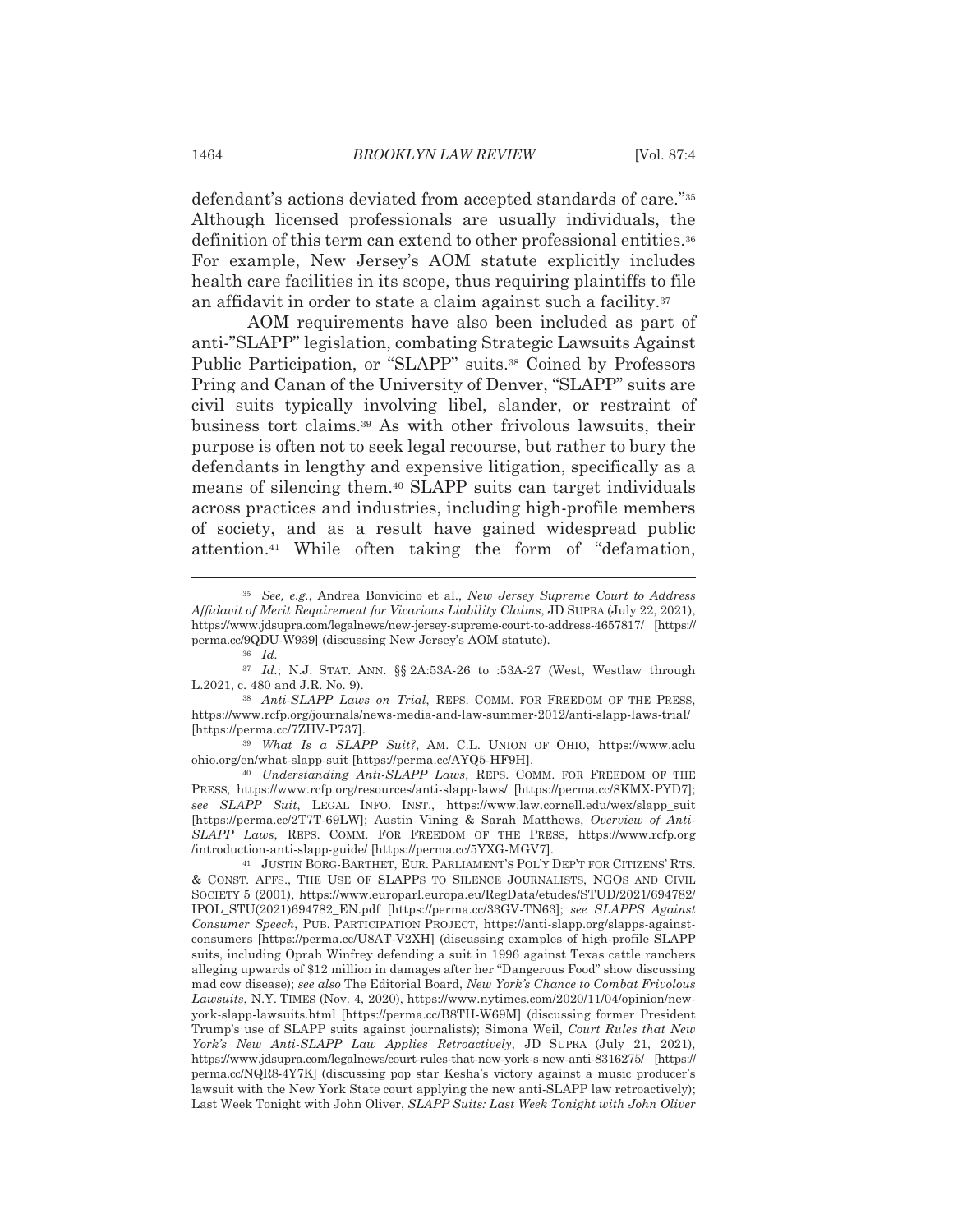defendant's actions deviated from accepted standards of care."[35] Although licensed professionals are usually individuals, the definition of this term can extend to other professional entities.[36] For example, New Jersey's AOM statute explicitly includes health care facilities in its scope, thus requiring plaintiffs to file an affidavit in order to state a claim against such a facility.[37]

AOM requirements have also been included as part of anti-"SLAPP" legislation, combating Strategic Lawsuits Against Public Participation, or "SLAPP" suits.[38] Coined by Professors Pring and Canan of the University of Denver, "SLAPP" suits are civil suits typically involving libel, slander, or restraint of business tort claims.[39] As with other frivolous lawsuits, their purpose is often not to seek legal recourse, but rather to bury the defendants in lengthy and expensive litigation, specifically as a means of silencing them.[40] SLAPP suits can target individuals across practices and industries, including high-profile members of society, and as a result have gained widespread public attention.[41] While often taking the form of "defamation,

---

[35] *See, e.g.*, Andrea Bonvicino et al., *New Jersey Supreme Court to Address Affidavit of Merit Requirement for Vicarious Liability Claims*, JD SUPRA (July 22, 2021), https://www.jdsupra.com/legalnews/new-jersey-supreme-court-to-address-4657817/ [https://perma.cc/9QDU-W939] (discussing New Jersey's AOM statute).

[36] *Id.*

[37] *Id.*; N.J. STAT. ANN. §§ 2A:53A-26 to :53A-27 (West, Westlaw through L.2021, c. 480 and J.R. No. 9).

[38] *Anti-SLAPP Laws on Trial*, REPS. COMM. FOR FREEDOM OF THE PRESS, https://www.rcfp.org/journals/news-media-and-law-summer-2012/anti-slapp-laws-trial/ [https://perma.cc/7ZHV-P737].

[39] *What Is a SLAPP Suit?*, AM. C.L. UNION OF OHIO, https://www.acluohio.org/en/what-slapp-suit [https://perma.cc/AYQ5-HF9H].

[40] *Understanding Anti-SLAPP Laws*, REPS. COMM. FOR FREEDOM OF THE PRESS, https://www.rcfp.org/resources/anti-slapp-laws/ [https://perma.cc/8KMX-PYD7]; *see SLAPP Suit*, LEGAL INFO. INST., https://www.law.cornell.edu/wex/slapp_suit [https://perma.cc/2T7T-69LW]; Austin Vining & Sarah Matthews, *Overview of Anti-SLAPP Laws*, REPS. COMM. FOR FREEDOM OF THE PRESS, https://www.rcfp.org/introduction-anti-slapp-guide/ [https://perma.cc/5YXG-MGV7].

[41] JUSTIN BORG-BARTHET, EUR. PARLIAMENT'S POL'Y DEP'T FOR CITIZENS' RTS. & CONST. AFFS., THE USE OF SLAPPS TO SILENCE JOURNALISTS, NGOS AND CIVIL SOCIETY 5 (2001), https://www.europarl.europa.eu/RegData/etudes/STUD/2021/694782/IPOL_STU(2021)694782_EN.pdf [https://perma.cc/33GV-TN63]; *see SLAPPS Against Consumer Speech*, PUB. PARTICIPATION PROJECT, https://anti-slapp.org/slapps-against-consumers [https://perma.cc/U8AT-V2XH] (discussing examples of high-profile SLAPP suits, including Oprah Winfrey defending a suit in 1996 against Texas cattle ranchers alleging upwards of $12 million in damages after her "Dangerous Food" show discussing mad cow disease); *see also* The Editorial Board, *New York's Chance to Combat Frivolous Lawsuits*, N.Y. TIMES (Nov. 4, 2020), https://www.nytimes.com/2020/11/04/opinion/new-york-slapp-lawsuits.html [https://perma.cc/B8TH-W69M] (discussing former President Trump's use of SLAPP suits against journalists); Simona Weil, *Court Rules that New York's New Anti-SLAPP Law Applies Retroactively*, JD SUPRA (July 21, 2021), https://www.jdsupra.com/legalnews/court-rules-that-new-york-s-new-anti-8316275/ [https://perma.cc/NQR8-4Y7K] (discussing pop star Kesha's victory against a music producer's lawsuit with the New York State court applying the new anti-SLAPP law retroactively); Last Week Tonight with John Oliver, *SLAPP Suits: Last Week Tonight with John Oliver*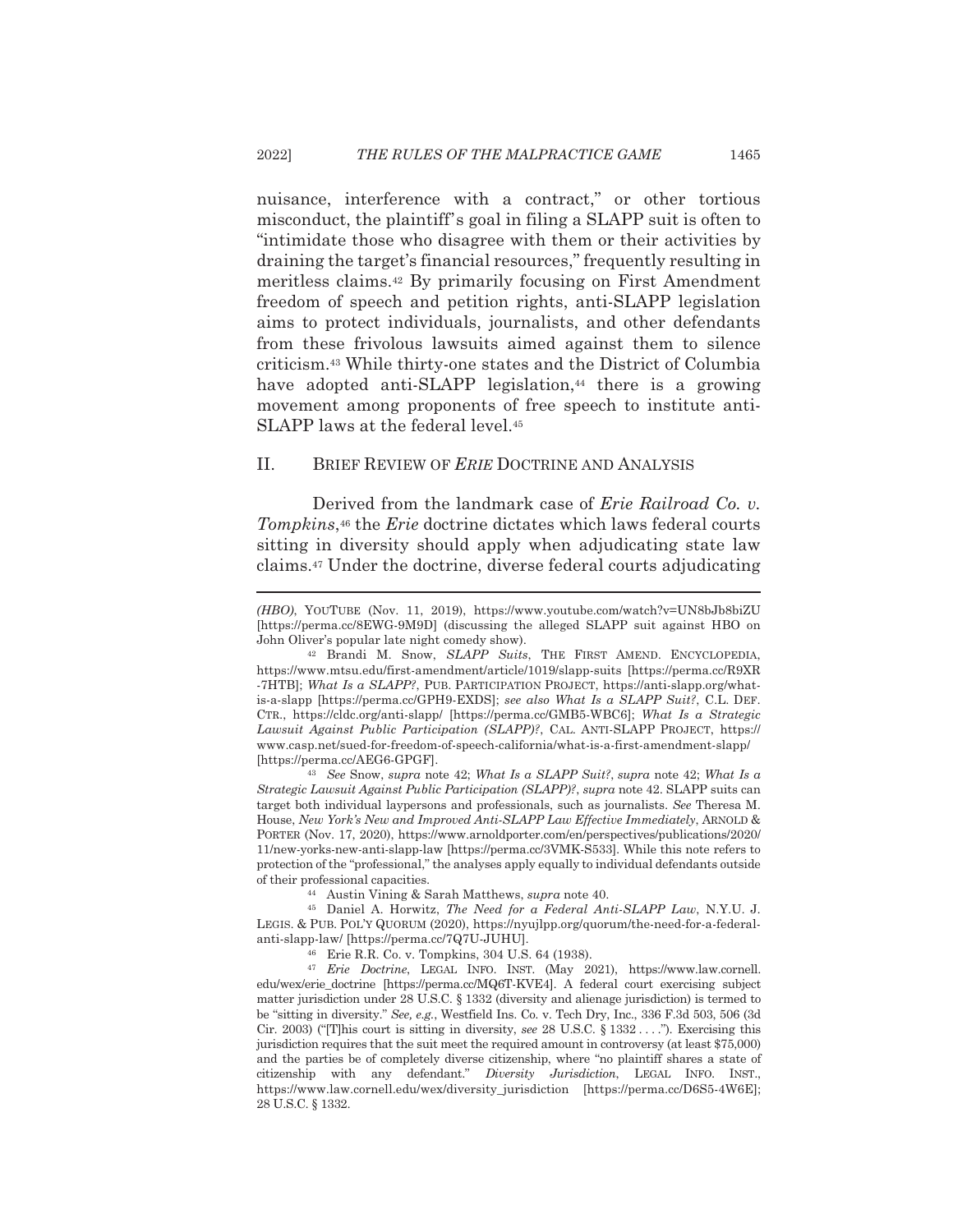nuisance, interference with a contract," or other tortious misconduct, the plaintiff's goal in filing a SLAPP suit is often to "intimidate those who disagree with them or their activities by draining the target's financial resources," frequently resulting in meritless claims.[42] By primarily focusing on First Amendment freedom of speech and petition rights, anti-SLAPP legislation aims to protect individuals, journalists, and other defendants from these frivolous lawsuits aimed against them to silence criticism.[43] While thirty-one states and the District of Columbia have adopted anti-SLAPP legislation,[44] there is a growing movement among proponents of free speech to institute anti-SLAPP laws at the federal level.[45]

## II. BRIEF REVIEW OF *ERIE* DOCTRINE AND ANALYSIS

Derived from the landmark case of *Erie Railroad Co. v. Tompkins*,[46] the *Erie* doctrine dictates which laws federal courts sitting in diversity should apply when adjudicating state law claims.[47] Under the doctrine, diverse federal courts adjudicating

---

*(HBO)*, YOUTUBE (Nov. 11, 2019), https://www.youtube.com/watch?v=UN8bJb8biZU [https://perma.cc/8EWG-9M9D] (discussing the alleged SLAPP suit against HBO on John Oliver's popular late night comedy show).

[42] Brandi M. Snow, *SLAPP Suits*, THE FIRST AMEND. ENCYCLOPEDIA, https://www.mtsu.edu/first-amendment/article/1019/slapp-suits [https://perma.cc/R9XR-7HTB]; *What Is a SLAPP?*, PUB. PARTICIPATION PROJECT, https://anti-slapp.org/what-is-a-slapp [https://perma.cc/GPH9-EXDS]; *see also What Is a SLAPP Suit?*, C.L. DEF. CTR., https://cldc.org/anti-slapp/ [https://perma.cc/GMB5-WBC6]; *What Is a Strategic Lawsuit Against Public Participation (SLAPP)?*, CAL. ANTI-SLAPP PROJECT, https://www.casp.net/sued-for-freedom-of-speech-california/what-is-a-first-amendment-slapp/ [https://perma.cc/AEG6-GPGF].

[43] *See* Snow, *supra* note 42; *What Is a SLAPP Suit?*, *supra* note 42; *What Is a Strategic Lawsuit Against Public Participation (SLAPP)?*, *supra* note 42. SLAPP suits can target both individual laypersons and professionals, such as journalists. *See* Theresa M. House, *New York's New and Improved Anti-SLAPP Law Effective Immediately*, ARNOLD & PORTER (Nov. 17, 2020), https://www.arnoldporter.com/en/perspectives/publications/2020/11/new-yorks-new-anti-slapp-law [https://perma.cc/3VMK-S533]. While this note refers to protection of the "professional," the analyses apply equally to individual defendants outside of their professional capacities.

[44] Austin Vining & Sarah Matthews, *supra* note 40.

[45] Daniel A. Horwitz, *The Need for a Federal Anti-SLAPP Law*, N.Y.U. J. LEGIS. & PUB. POL'Y QUORUM (2020), https://nyujlpp.org/quorum/the-need-for-a-federal-anti-slapp-law/ [https://perma.cc/7Q7U-JUHU].

[46] Erie R.R. Co. v. Tompkins, 304 U.S. 64 (1938).

[47] *Erie Doctrine*, LEGAL INFO. INST. (May 2021), https://www.law.cornell.edu/wex/erie_doctrine [https://perma.cc/MQ6T-KVE4]. A federal court exercising subject matter jurisdiction under 28 U.S.C. § 1332 (diversity and alienage jurisdiction) is termed to be "sitting in diversity." *See, e.g.*, Westfield Ins. Co. v. Tech Dry, Inc., 336 F.3d 503, 506 (3d Cir. 2003) ("[T]his court is sitting in diversity, *see* 28 U.S.C. § 1332 . . . ."). Exercising this jurisdiction requires that the suit meet the required amount in controversy (at least $75,000) and the parties be of completely diverse citizenship, where "no plaintiff shares a state of citizenship with any defendant." *Diversity Jurisdiction*, LEGAL INFO. INST., https://www.law.cornell.edu/wex/diversity_jurisdiction [https://perma.cc/D6S5-4W6E]; 28 U.S.C. § 1332.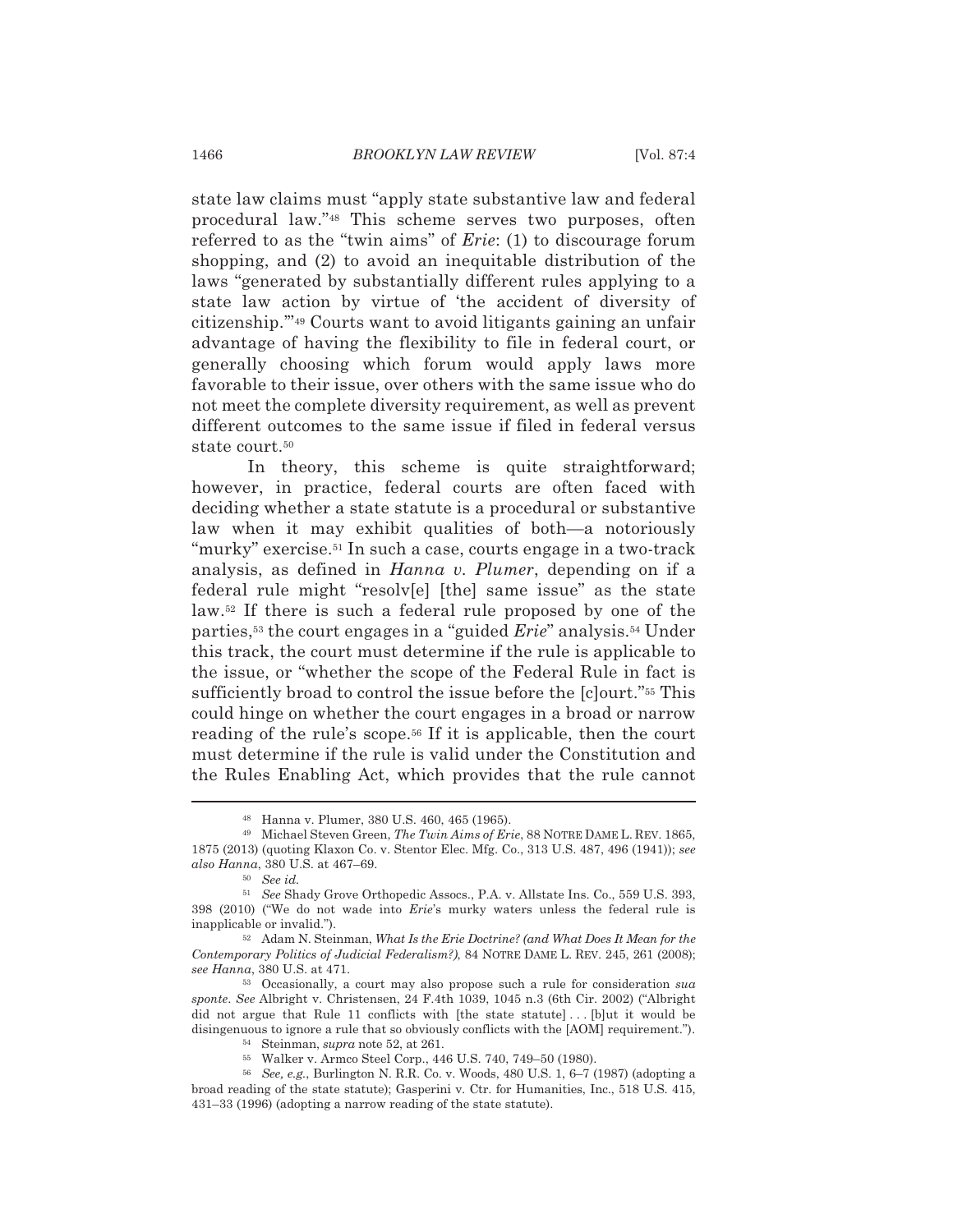state law claims must "apply state substantive law and federal procedural law."[48] This scheme serves two purposes, often referred to as the "twin aims" of *Erie*: (1) to discourage forum shopping, and (2) to avoid an inequitable distribution of the laws "generated by substantially different rules applying to a state law action by virtue of 'the accident of diversity of citizenship.'"[49] Courts want to avoid litigants gaining an unfair advantage of having the flexibility to file in federal court, or generally choosing which forum would apply laws more favorable to their issue, over others with the same issue who do not meet the complete diversity requirement, as well as prevent different outcomes to the same issue if filed in federal versus state court.[50]

In theory, this scheme is quite straightforward; however, in practice, federal courts are often faced with deciding whether a state statute is a procedural or substantive law when it may exhibit qualities of both—a notoriously "murky" exercise.[51] In such a case, courts engage in a two-track analysis, as defined in *Hanna v. Plumer*, depending on if a federal rule might "resolv[e] [the] same issue" as the state law.[52] If there is such a federal rule proposed by one of the parties,[53] the court engages in a "guided *Erie*" analysis.[54] Under this track, the court must determine if the rule is applicable to the issue, or "whether the scope of the Federal Rule in fact is sufficiently broad to control the issue before the [c]ourt."[55] This could hinge on whether the court engages in a broad or narrow reading of the rule's scope.[56] If it is applicable, then the court must determine if the rule is valid under the Constitution and the Rules Enabling Act, which provides that the rule cannot

---

[48] Hanna v. Plumer, 380 U.S. 460, 465 (1965).

[49] Michael Steven Green, *The Twin Aims of Erie*, 88 NOTRE DAME L. REV. 1865, 1875 (2013) (quoting Klaxon Co. v. Stentor Elec. Mfg. Co., 313 U.S. 487, 496 (1941)); *see also Hanna*, 380 U.S. at 467–69.

[50] *See id.*

[51] *See* Shady Grove Orthopedic Assocs., P.A. v. Allstate Ins. Co., 559 U.S. 393, 398 (2010) ("We do not wade into *Erie*'s murky waters unless the federal rule is inapplicable or invalid.").

[52] Adam N. Steinman, *What Is the Erie Doctrine? (and What Does It Mean for the Contemporary Politics of Judicial Federalism?)*, 84 NOTRE DAME L. REV. 245, 261 (2008); *see Hanna*, 380 U.S. at 471.

[53] Occasionally, a court may also propose such a rule for consideration *sua sponte*. *See* Albright v. Christensen, 24 F.4th 1039, 1045 n.3 (6th Cir. 2002) ("Albright did not argue that Rule 11 conflicts with [the state statute] . . . [b]ut it would be disingenuous to ignore a rule that so obviously conflicts with the [AOM] requirement.").

[54] Steinman, *supra* note 52, at 261.

[55] Walker v. Armco Steel Corp., 446 U.S. 740, 749–50 (1980).

[56] *See, e.g.*, Burlington N. R.R. Co. v. Woods, 480 U.S. 1, 6–7 (1987) (adopting a broad reading of the state statute); Gasperini v. Ctr. for Humanities, Inc., 518 U.S. 415, 431–33 (1996) (adopting a narrow reading of the state statute).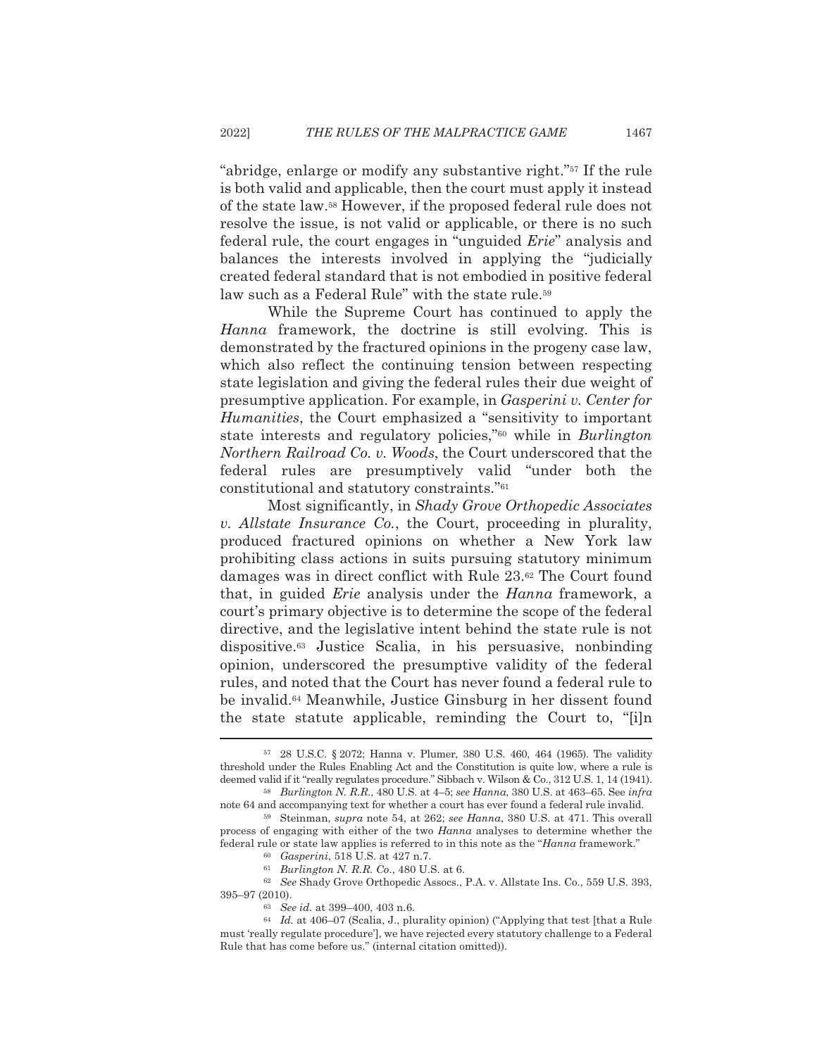"abridge, enlarge or modify any substantive right."[57] If the rule is both valid and applicable, then the court must apply it instead of the state law.[58] However, if the proposed federal rule does not resolve the issue, is not valid or applicable, or there is no such federal rule, the court engages in "unguided *Erie*" analysis and balances the interests involved in applying the "judicially created federal standard that is not embodied in positive federal law such as a Federal Rule" with the state rule.[59]

While the Supreme Court has continued to apply the *Hanna* framework, the doctrine is still evolving. This is demonstrated by the fractured opinions in the progeny case law, which also reflect the continuing tension between respecting state legislation and giving the federal rules their due weight of presumptive application. For example, in *Gasperini v. Center for Humanities*, the Court emphasized a "sensitivity to important state interests and regulatory policies,"[60] while in *Burlington Northern Railroad Co. v. Woods*, the Court underscored that the federal rules are presumptively valid "under both the constitutional and statutory constraints."[61]

Most significantly, in *Shady Grove Orthopedic Associates v. Allstate Insurance Co.*, the Court, proceeding in plurality, produced fractured opinions on whether a New York law prohibiting class actions in suits pursuing statutory minimum damages was in direct conflict with Rule 23.[62] The Court found that, in guided *Erie* analysis under the *Hanna* framework, a court's primary objective is to determine the scope of the federal directive, and the legislative intent behind the state rule is not dispositive.[63] Justice Scalia, in his persuasive, nonbinding opinion, underscored the presumptive validity of the federal rules, and noted that the Court has never found a federal rule to be invalid.[64] Meanwhile, Justice Ginsburg in her dissent found the state statute applicable, reminding the Court to, "[i]n

---

[57] 28 U.S.C. § 2072; Hanna v. Plumer, 380 U.S. 460, 464 (1965). The validity threshold under the Rules Enabling Act and the Constitution is quite low, where a rule is deemed valid if it "really regulates procedure." Sibbach v. Wilson & Co., 312 U.S. 1, 14 (1941).

[58] *Burlington N. R.R.*, 480 U.S. at 4–5; *see Hanna*, 380 U.S. at 463–65. See *infra* note 64 and accompanying text for whether a court has ever found a federal rule invalid.

[59] Steinman, *supra* note 54, at 262; *see Hanna*, 380 U.S. at 471. This overall process of engaging with either of the two *Hanna* analyses to determine whether the federal rule or state law applies is referred to in this note as the "*Hanna* framework."

[60] *Gasperini*, 518 U.S. at 427 n.7.

[61] *Burlington N. R.R. Co.*, 480 U.S. at 6.

[62] *See* Shady Grove Orthopedic Assocs., P.A. v. Allstate Ins. Co., 559 U.S. 393, 395–97 (2010).

[63] *See id.* at 399–400, 403 n.6.

[64] *Id.* at 406–07 (Scalia, J., plurality opinion) ("Applying that test [that a Rule must 'really regulate procedure'], we have rejected every statutory challenge to a Federal Rule that has come before us." (internal citation omitted)).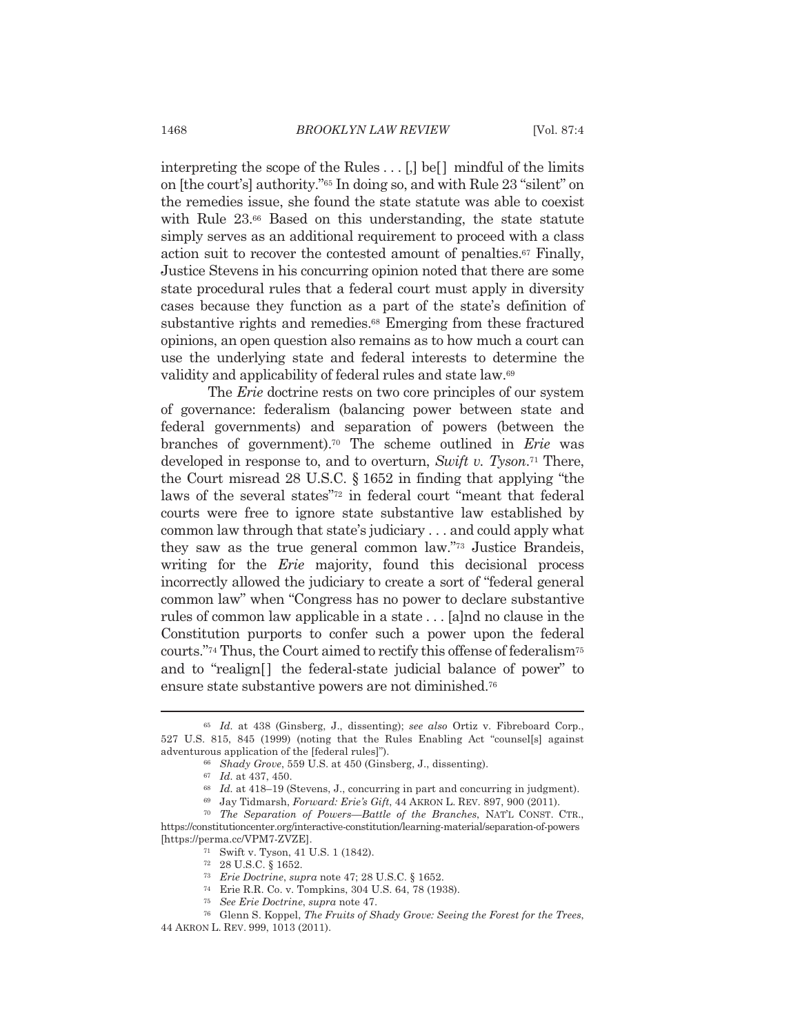interpreting the scope of the Rules . . . [,] be[ ] mindful of the limits on [the court's] authority."[65] In doing so, and with Rule 23 "silent" on the remedies issue, she found the state statute was able to coexist with Rule 23.[66] Based on this understanding, the state statute simply serves as an additional requirement to proceed with a class action suit to recover the contested amount of penalties.[67] Finally, Justice Stevens in his concurring opinion noted that there are some state procedural rules that a federal court must apply in diversity cases because they function as a part of the state's definition of substantive rights and remedies.[68] Emerging from these fractured opinions, an open question also remains as to how much a court can use the underlying state and federal interests to determine the validity and applicability of federal rules and state law.[69]

The *Erie* doctrine rests on two core principles of our system of governance: federalism (balancing power between state and federal governments) and separation of powers (between the branches of government).[70] The scheme outlined in *Erie* was developed in response to, and to overturn, *Swift v. Tyson*.[71] There, the Court misread 28 U.S.C. § 1652 in finding that applying "the laws of the several states"[72] in federal court "meant that federal courts were free to ignore state substantive law established by common law through that state's judiciary . . . and could apply what they saw as the true general common law."[73] Justice Brandeis, writing for the *Erie* majority, found this decisional process incorrectly allowed the judiciary to create a sort of "federal general common law" when "Congress has no power to declare substantive rules of common law applicable in a state . . . [a]nd no clause in the Constitution purports to confer such a power upon the federal courts."[74] Thus, the Court aimed to rectify this offense of federalism[75] and to "realign[ ] the federal-state judicial balance of power" to ensure state substantive powers are not diminished.[76]

---

[65] *Id.* at 438 (Ginsberg, J., dissenting); *see also* Ortiz v. Fibreboard Corp., 527 U.S. 815, 845 (1999) (noting that the Rules Enabling Act "counsel[s] against adventurous application of the [federal rules]").

[66] *Shady Grove*, 559 U.S. at 450 (Ginsberg, J., dissenting).

[67] *Id.* at 437, 450.

[68] *Id.* at 418–19 (Stevens, J., concurring in part and concurring in judgment).

[69] Jay Tidmarsh, *Forward: Erie's Gift*, 44 AKRON L. REV. 897, 900 (2011).

[70] *The Separation of Powers—Battle of the Branches*, NAT'L CONST. CTR., https://constitutioncenter.org/interactive-constitution/learning-material/separation-of-powers [https://perma.cc/VPM7-ZVZE].

[71] Swift v. Tyson, 41 U.S. 1 (1842).

[72] 28 U.S.C. § 1652.

[73] *Erie Doctrine*, *supra* note 47; 28 U.S.C. § 1652.

[74] Erie R.R. Co. v. Tompkins, 304 U.S. 64, 78 (1938).

[75] *See Erie Doctrine*, *supra* note 47.

[76] Glenn S. Koppel, *The Fruits of Shady Grove: Seeing the Forest for the Trees*, 44 AKRON L. REV. 999, 1013 (2011).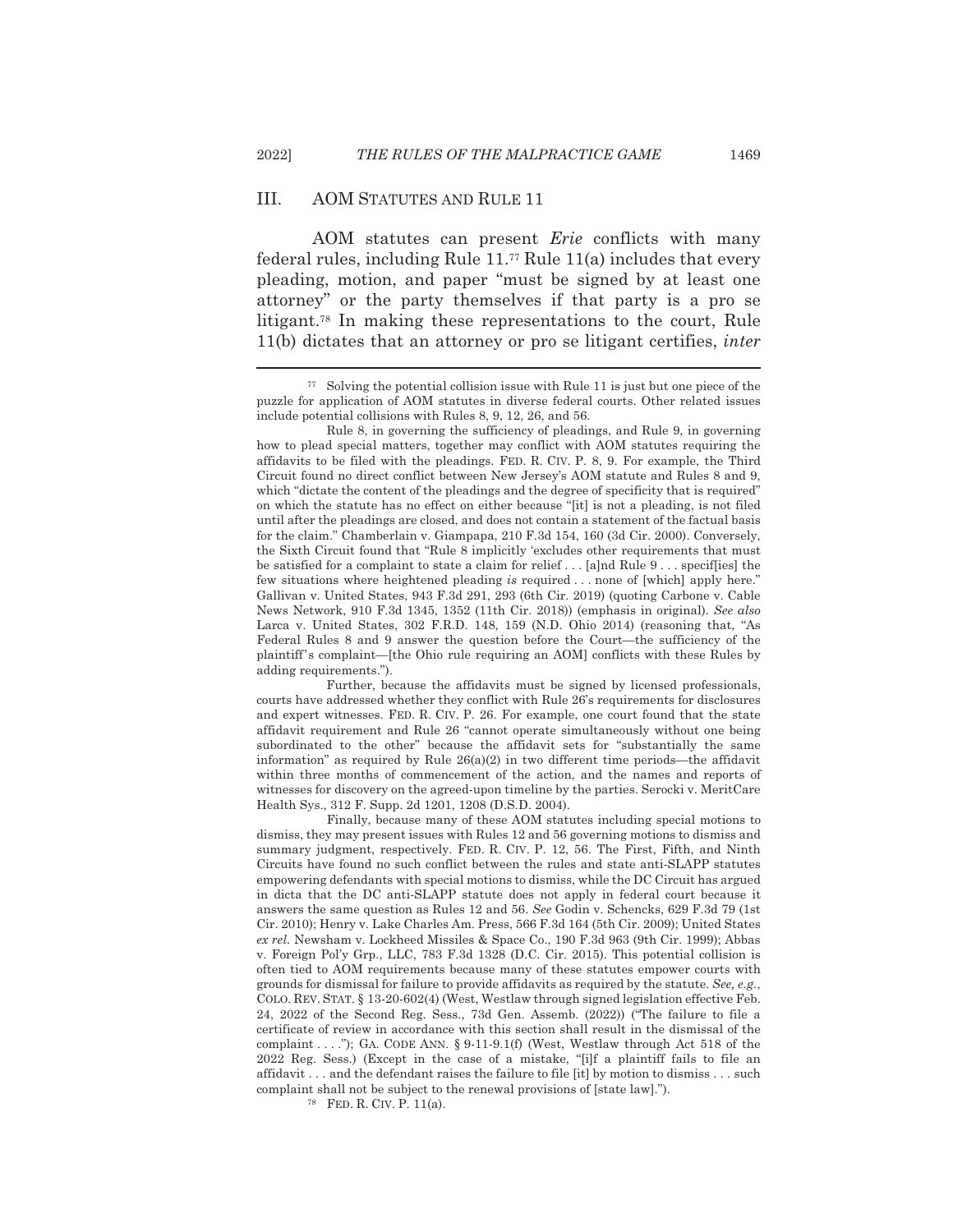## III. AOM STATUTES AND RULE 11

AOM statutes can present *Erie* conflicts with many federal rules, including Rule 11.[77] Rule 11(a) includes that every pleading, motion, and paper "must be signed by at least one attorney" or the party themselves if that party is a pro se litigant.[78] In making these representations to the court, Rule 11(b) dictates that an attorney or pro se litigant certifies, *inter*

---

[77] Solving the potential collision issue with Rule 11 is just but one piece of the puzzle for application of AOM statutes in diverse federal courts. Other related issues include potential collisions with Rules 8, 9, 12, 26, and 56.

Rule 8, in governing the sufficiency of pleadings, and Rule 9, in governing how to plead special matters, together may conflict with AOM statutes requiring the affidavits to be filed with the pleadings. FED. R. CIV. P. 8, 9. For example, the Third Circuit found no direct conflict between New Jersey's AOM statute and Rules 8 and 9, which "dictate the content of the pleadings and the degree of specificity that is required" on which the statute has no effect on either because "[it] is not a pleading, is not filed until after the pleadings are closed, and does not contain a statement of the factual basis for the claim." Chamberlain v. Giampapa, 210 F.3d 154, 160 (3d Cir. 2000). Conversely, the Sixth Circuit found that "Rule 8 implicitly 'excludes other requirements that must be satisfied for a complaint to state a claim for relief . . . [a]nd Rule 9 . . . specif[ies] the few situations where heightened pleading *is* required . . . none of [which] apply here." Gallivan v. United States, 943 F.3d 291, 293 (6th Cir. 2019) (quoting Carbone v. Cable News Network, 910 F.3d 1345, 1352 (11th Cir. 2018)) (emphasis in original). *See also* Larca v. United States, 302 F.R.D. 148, 159 (N.D. Ohio 2014) (reasoning that, "As Federal Rules 8 and 9 answer the question before the Court—the sufficiency of the plaintiff's complaint—[the Ohio rule requiring an AOM] conflicts with these Rules by adding requirements.").

Further, because the affidavits must be signed by licensed professionals, courts have addressed whether they conflict with Rule 26's requirements for disclosures and expert witnesses. FED. R. CIV. P. 26. For example, one court found that the state affidavit requirement and Rule 26 "cannot operate simultaneously without one being subordinated to the other" because the affidavit sets for "substantially the same information" as required by Rule 26(a)(2) in two different time periods—the affidavit within three months of commencement of the action, and the names and reports of witnesses for discovery on the agreed-upon timeline by the parties. Serocki v. MeritCare Health Sys., 312 F. Supp. 2d 1201, 1208 (D.S.D. 2004).

Finally, because many of these AOM statutes including special motions to dismiss, they may present issues with Rules 12 and 56 governing motions to dismiss and summary judgment, respectively. FED. R. CIV. P. 12, 56. The First, Fifth, and Ninth Circuits have found no such conflict between the rules and state anti-SLAPP statutes empowering defendants with special motions to dismiss, while the DC Circuit has argued in dicta that the DC anti-SLAPP statute does not apply in federal court because it answers the same question as Rules 12 and 56. *See* Godin v. Schencks, 629 F.3d 79 (1st Cir. 2010); Henry v. Lake Charles Am. Press, 566 F.3d 164 (5th Cir. 2009); United States *ex rel.* Newsham v. Lockheed Missiles & Space Co., 190 F.3d 963 (9th Cir. 1999); Abbas v. Foreign Pol'y Grp., LLC, 783 F.3d 1328 (D.C. Cir. 2015). This potential collision is often tied to AOM requirements because many of these statutes empower courts with grounds for dismissal for failure to provide affidavits as required by the statute. *See, e.g.*, COLO. REV. STAT. § 13-20-602(4) (West, Westlaw through signed legislation effective Feb. 24, 2022 of the Second Reg. Sess., 73d Gen. Assemb. (2022)) ("The failure to file a certificate of review in accordance with this section shall result in the dismissal of the complaint . . . ."); GA. CODE ANN. § 9-11-9.1(f) (West, Westlaw through Act 518 of the 2022 Reg. Sess.) (Except in the case of a mistake, "[i]f a plaintiff fails to file an affidavit . . . and the defendant raises the failure to file [it] by motion to dismiss . . . such complaint shall not be subject to the renewal provisions of [state law].").

[78] FED. R. CIV. P. 11(a).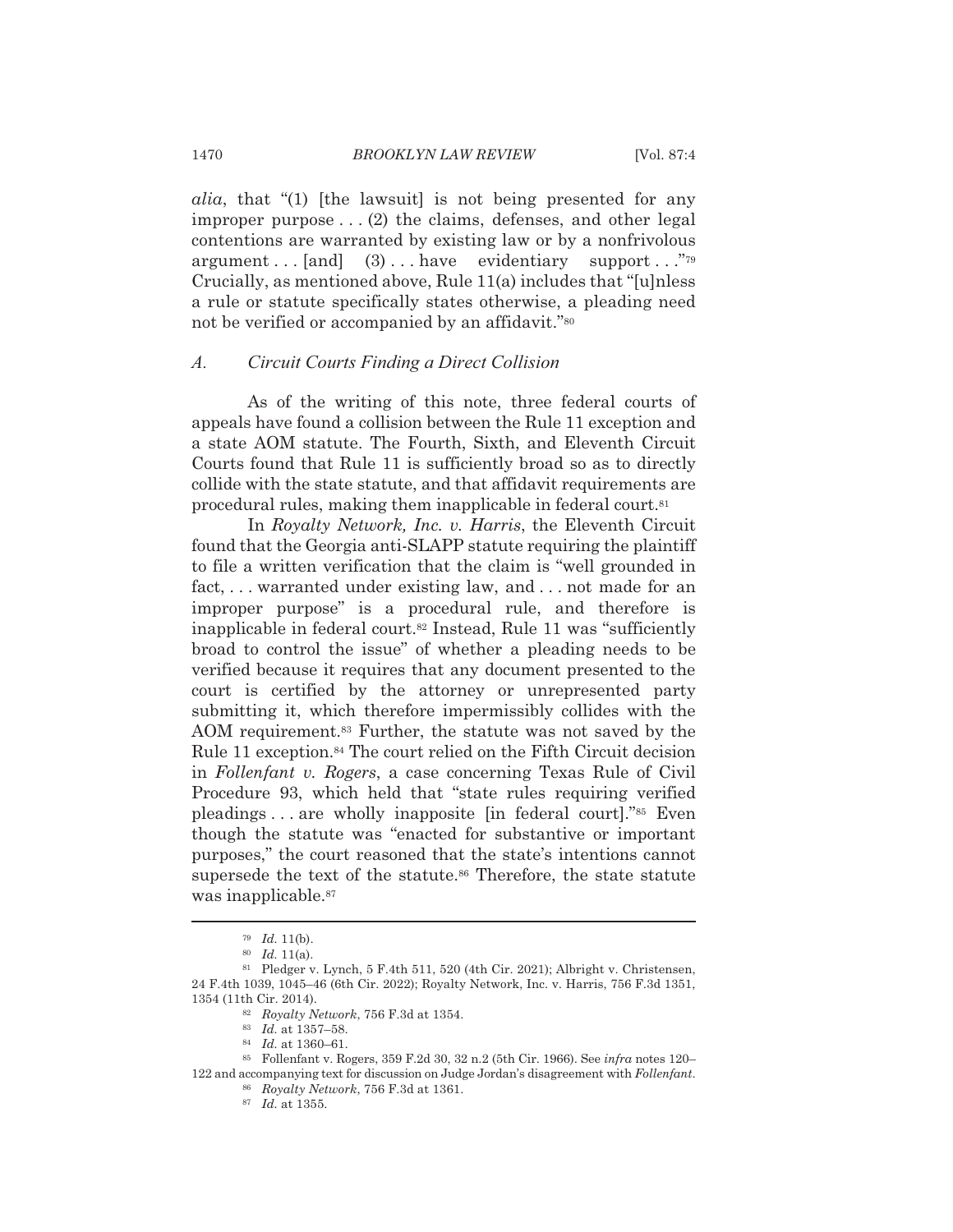*alia*, that "(1) [the lawsuit] is not being presented for any improper purpose . . . (2) the claims, defenses, and other legal contentions are warranted by existing law or by a nonfrivolous argument . . . [and] (3) . . . have evidentiary support . . ."[79] Crucially, as mentioned above, Rule 11(a) includes that "[u]nless a rule or statute specifically states otherwise, a pleading need not be verified or accompanied by an affidavit."[80]

## *A. Circuit Courts Finding a Direct Collision*

As of the writing of this note, three federal courts of appeals have found a collision between the Rule 11 exception and a state AOM statute. The Fourth, Sixth, and Eleventh Circuit Courts found that Rule 11 is sufficiently broad so as to directly collide with the state statute, and that affidavit requirements are procedural rules, making them inapplicable in federal court.[81]

In *Royalty Network, Inc. v. Harris*, the Eleventh Circuit found that the Georgia anti-SLAPP statute requiring the plaintiff to file a written verification that the claim is "well grounded in fact, . . . warranted under existing law, and . . . not made for an improper purpose" is a procedural rule, and therefore is inapplicable in federal court.[82] Instead, Rule 11 was "sufficiently broad to control the issue" of whether a pleading needs to be verified because it requires that any document presented to the court is certified by the attorney or unrepresented party submitting it, which therefore impermissibly collides with the AOM requirement.[83] Further, the statute was not saved by the Rule 11 exception.[84] The court relied on the Fifth Circuit decision in *Follenfant v. Rogers*, a case concerning Texas Rule of Civil Procedure 93, which held that "state rules requiring verified pleadings . . . are wholly inapposite [in federal court]."[85] Even though the statute was "enacted for substantive or important purposes," the court reasoned that the state's intentions cannot supersede the text of the statute.[86] Therefore, the state statute was inapplicable.[87]

---

[79] *Id.* 11(b).

[80] *Id.* 11(a).

[81] Pledger v. Lynch, 5 F.4th 511, 520 (4th Cir. 2021); Albright v. Christensen, 24 F.4th 1039, 1045–46 (6th Cir. 2022); Royalty Network, Inc. v. Harris, 756 F.3d 1351, 1354 (11th Cir. 2014).

[82] *Royalty Network*, 756 F.3d at 1354.

[83] *Id.* at 1357–58.

[84] *Id.* at 1360–61.

[85] Follenfant v. Rogers, 359 F.2d 30, 32 n.2 (5th Cir. 1966). See *infra* notes 120–122 and accompanying text for discussion on Judge Jordan's disagreement with *Follenfant*.

[86] *Royalty Network*, 756 F.3d at 1361.

[87] *Id.* at 1355.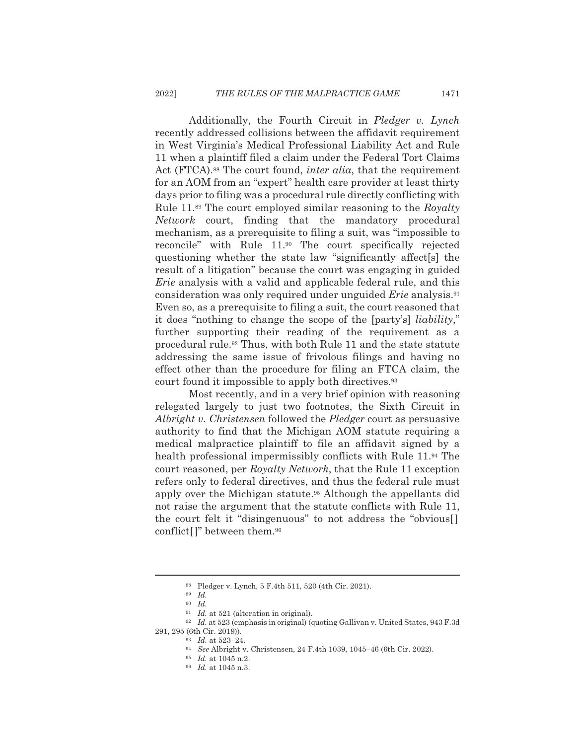Additionally, the Fourth Circuit in *Pledger v. Lynch* recently addressed collisions between the affidavit requirement in West Virginia's Medical Professional Liability Act and Rule 11 when a plaintiff filed a claim under the Federal Tort Claims Act (FTCA).[88] The court found, *inter alia*, that the requirement for an AOM from an "expert" health care provider at least thirty days prior to filing was a procedural rule directly conflicting with Rule 11.[89] The court employed similar reasoning to the *Royalty Network* court, finding that the mandatory procedural mechanism, as a prerequisite to filing a suit, was "impossible to reconcile" with Rule 11.[90] The court specifically rejected questioning whether the state law "significantly affect[s] the result of a litigation" because the court was engaging in guided *Erie* analysis with a valid and applicable federal rule, and this consideration was only required under unguided *Erie* analysis.[91] Even so, as a prerequisite to filing a suit, the court reasoned that it does "nothing to change the scope of the [party's] *liability*," further supporting their reading of the requirement as a procedural rule.[92] Thus, with both Rule 11 and the state statute addressing the same issue of frivolous filings and having no effect other than the procedure for filing an FTCA claim, the court found it impossible to apply both directives.[93]

Most recently, and in a very brief opinion with reasoning relegated largely to just two footnotes, the Sixth Circuit in *Albright v. Christensen* followed the *Pledger* court as persuasive authority to find that the Michigan AOM statute requiring a medical malpractice plaintiff to file an affidavit signed by a health professional impermissibly conflicts with Rule 11.[94] The court reasoned, per *Royalty Network*, that the Rule 11 exception refers only to federal directives, and thus the federal rule must apply over the Michigan statute.[95] Although the appellants did not raise the argument that the statute conflicts with Rule 11, the court felt it "disingenuous" to not address the "obvious[] conflict[]" between them.[96]

---

[88] Pledger v. Lynch, 5 F.4th 511, 520 (4th Cir. 2021).

[89] *Id.*

[90] *Id.*

[91] *Id.* at 521 (alteration in original).

[92] *Id.* at 523 (emphasis in original) (quoting Gallivan v. United States, 943 F.3d 291, 295 (6th Cir. 2019)).

[93] *Id.* at 523–24.

[94] *See* Albright v. Christensen, 24 F.4th 1039, 1045–46 (6th Cir. 2022).

[95] *Id.* at 1045 n.2.

[96] *Id.* at 1045 n.3.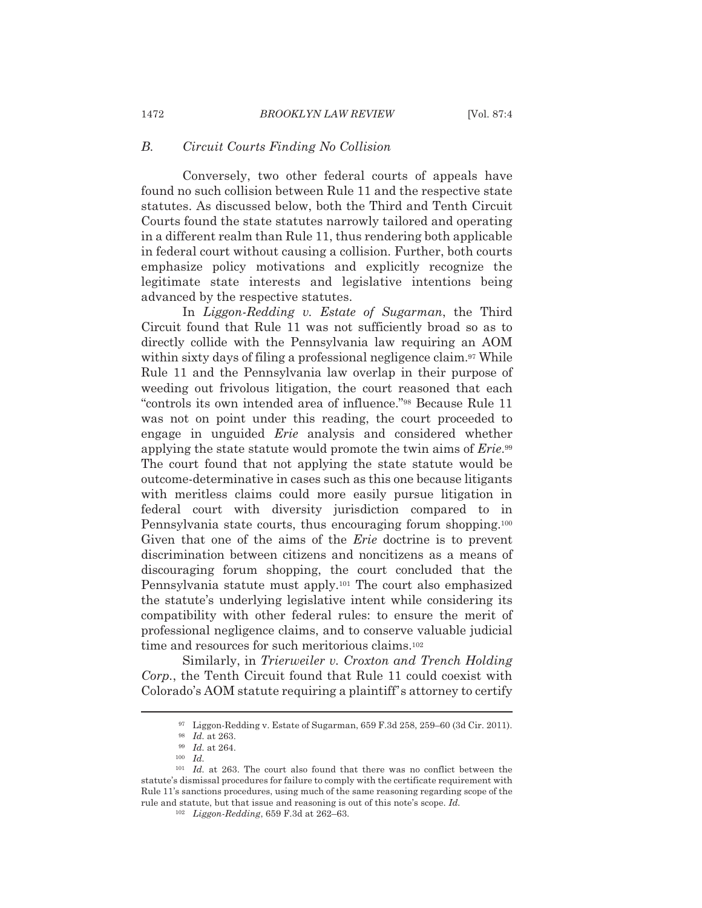### B. *Circuit Courts Finding No Collision*

Conversely, two other federal courts of appeals have found no such collision between Rule 11 and the respective state statutes. As discussed below, both the Third and Tenth Circuit Courts found the state statutes narrowly tailored and operating in a different realm than Rule 11, thus rendering both applicable in federal court without causing a collision. Further, both courts emphasize policy motivations and explicitly recognize the legitimate state interests and legislative intentions being advanced by the respective statutes.

In *Liggon-Redding v. Estate of Sugarman*, the Third Circuit found that Rule 11 was not sufficiently broad so as to directly collide with the Pennsylvania law requiring an AOM within sixty days of filing a professional negligence claim.[97] While Rule 11 and the Pennsylvania law overlap in their purpose of weeding out frivolous litigation, the court reasoned that each "controls its own intended area of influence."[98] Because Rule 11 was not on point under this reading, the court proceeded to engage in unguided *Erie* analysis and considered whether applying the state statute would promote the twin aims of *Erie*.[99] The court found that not applying the state statute would be outcome-determinative in cases such as this one because litigants with meritless claims could more easily pursue litigation in federal court with diversity jurisdiction compared to in Pennsylvania state courts, thus encouraging forum shopping.[100] Given that one of the aims of the *Erie* doctrine is to prevent discrimination between citizens and noncitizens as a means of discouraging forum shopping, the court concluded that the Pennsylvania statute must apply.[101] The court also emphasized the statute's underlying legislative intent while considering its compatibility with other federal rules: to ensure the merit of professional negligence claims, and to conserve valuable judicial time and resources for such meritorious claims.[102]

Similarly, in *Trierweiler v. Croxton and Trench Holding Corp.*, the Tenth Circuit found that Rule 11 could coexist with Colorado's AOM statute requiring a plaintiff's attorney to certify

---

[97] Liggon-Redding v. Estate of Sugarman, 659 F.3d 258, 259–60 (3d Cir. 2011).

[98] *Id.* at 263.

[99] *Id.* at 264.

[100] *Id.*

[101] *Id.* at 263. The court also found that there was no conflict between the statute's dismissal procedures for failure to comply with the certificate requirement with Rule 11's sanctions procedures, using much of the same reasoning regarding scope of the rule and statute, but that issue and reasoning is out of this note's scope. *Id.*

[102] *Liggon-Redding*, 659 F.3d at 262–63.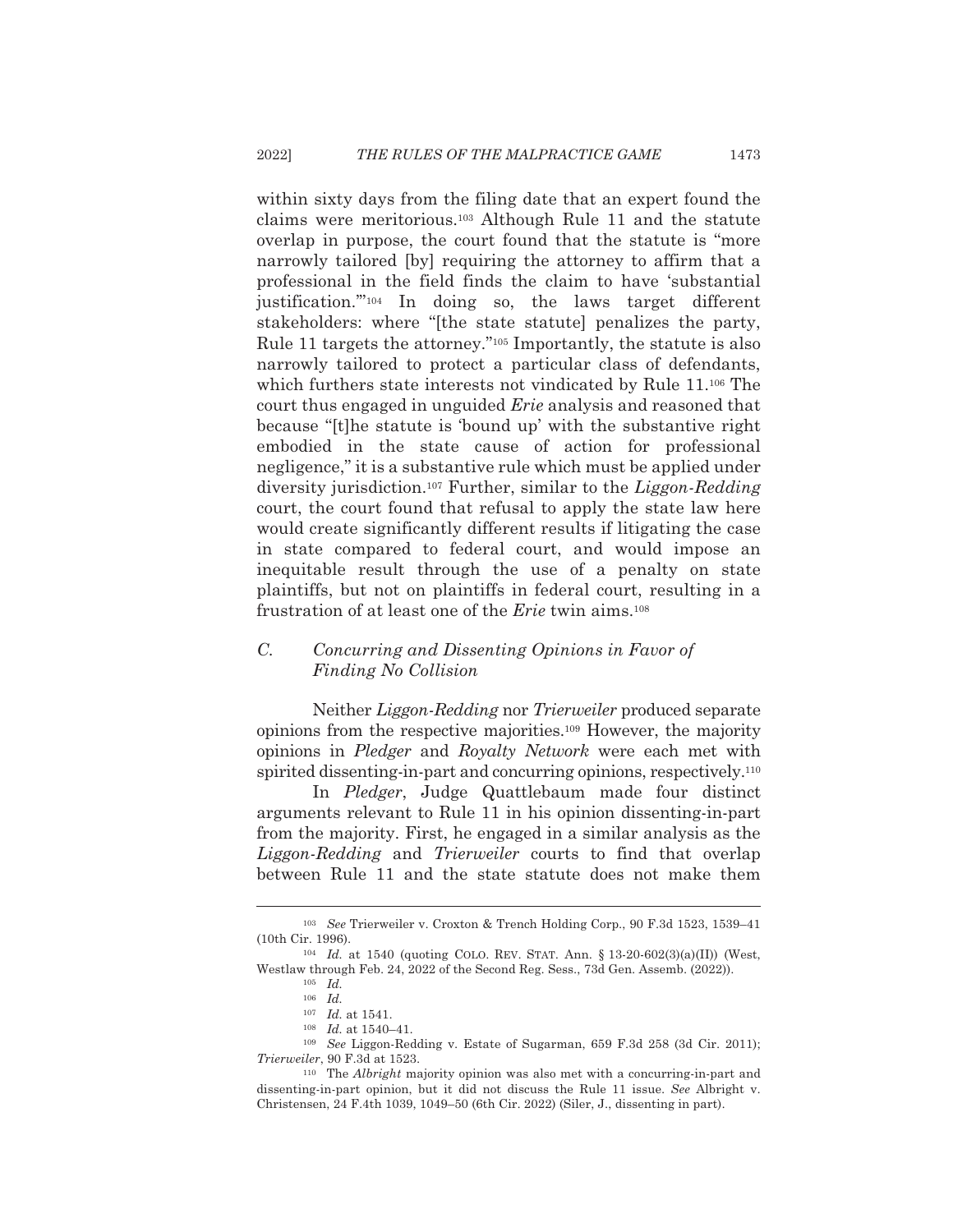within sixty days from the filing date that an expert found the claims were meritorious.[103] Although Rule 11 and the statute overlap in purpose, the court found that the statute is "more narrowly tailored [by] requiring the attorney to affirm that a professional in the field finds the claim to have 'substantial justification.'"[104] In doing so, the laws target different stakeholders: where "[the state statute] penalizes the party, Rule 11 targets the attorney."[105] Importantly, the statute is also narrowly tailored to protect a particular class of defendants, which furthers state interests not vindicated by Rule 11.[106] The court thus engaged in unguided *Erie* analysis and reasoned that because "[t]he statute is 'bound up' with the substantive right embodied in the state cause of action for professional negligence," it is a substantive rule which must be applied under diversity jurisdiction.[107] Further, similar to the *Liggon-Redding* court, the court found that refusal to apply the state law here would create significantly different results if litigating the case in state compared to federal court, and would impose an inequitable result through the use of a penalty on state plaintiffs, but not on plaintiffs in federal court, resulting in a frustration of at least one of the *Erie* twin aims.[108]

### *C. Concurring and Dissenting Opinions in Favor of Finding No Collision*

Neither *Liggon-Redding* nor *Trierweiler* produced separate opinions from the respective majorities.[109] However, the majority opinions in *Pledger* and *Royalty Network* were each met with spirited dissenting-in-part and concurring opinions, respectively.[110]

In *Pledger*, Judge Quattlebaum made four distinct arguments relevant to Rule 11 in his opinion dissenting-in-part from the majority. First, he engaged in a similar analysis as the *Liggon-Redding* and *Trierweiler* courts to find that overlap between Rule 11 and the state statute does not make them

---

[103] *See* Trierweiler v. Croxton & Trench Holding Corp., 90 F.3d 1523, 1539–41 (10th Cir. 1996).

[104] *Id.* at 1540 (quoting COLO. REV. STAT. Ann. § 13-20-602(3)(a)(II)) (West, Westlaw through Feb. 24, 2022 of the Second Reg. Sess., 73d Gen. Assemb. (2022)).

[105] *Id.*

[106] *Id.*

[107] *Id.* at 1541.

[108] *Id.* at 1540–41.

[109] *See* Liggon-Redding v. Estate of Sugarman, 659 F.3d 258 (3d Cir. 2011); *Trierweiler*, 90 F.3d at 1523.

[110] The *Albright* majority opinion was also met with a concurring-in-part and dissenting-in-part opinion, but it did not discuss the Rule 11 issue. *See* Albright v. Christensen, 24 F.4th 1039, 1049–50 (6th Cir. 2022) (Siler, J., dissenting in part).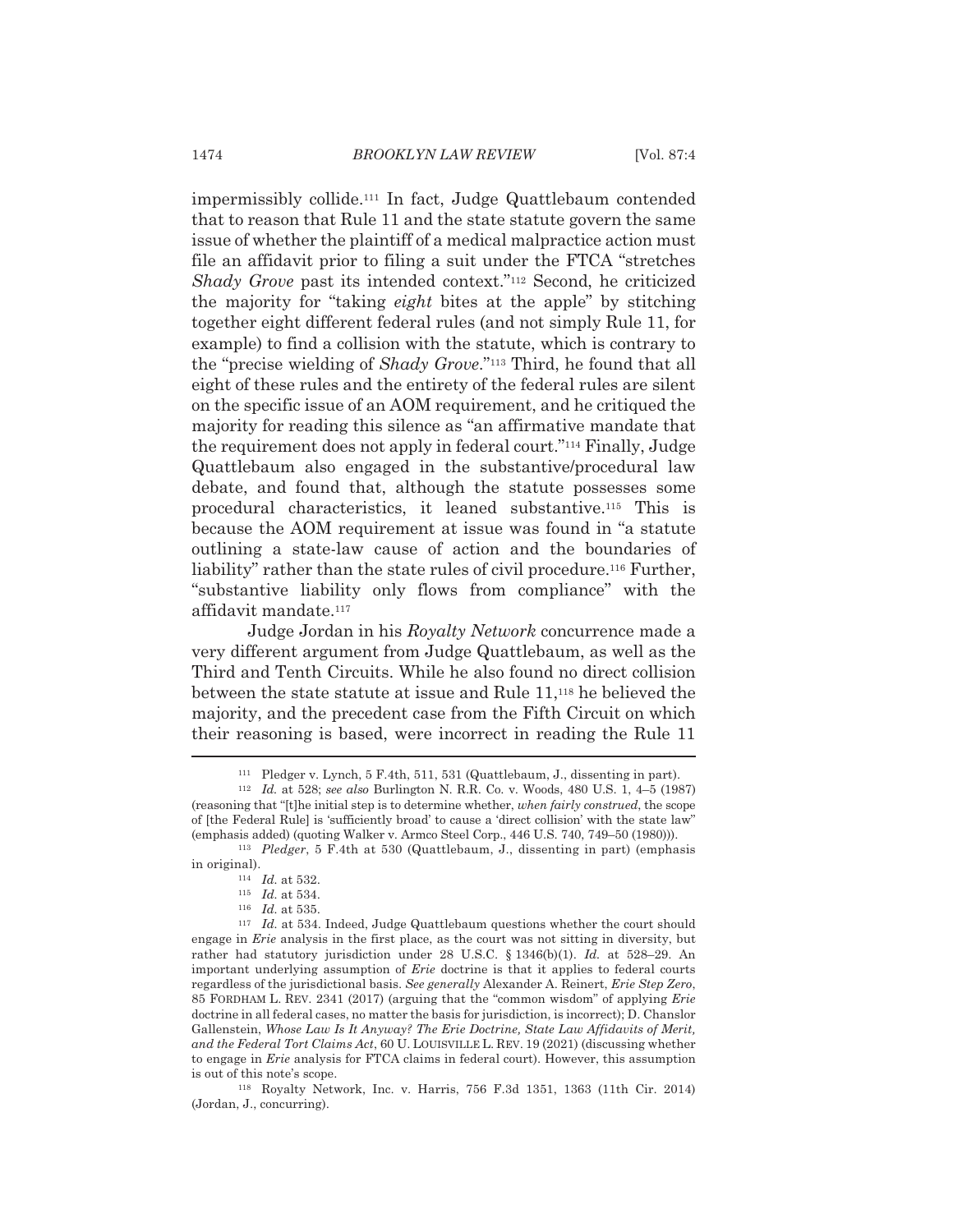impermissibly collide.[111] In fact, Judge Quattlebaum contended that to reason that Rule 11 and the state statute govern the same issue of whether the plaintiff of a medical malpractice action must file an affidavit prior to filing a suit under the FTCA "stretches *Shady Grove* past its intended context."[112] Second, he criticized the majority for "taking *eight* bites at the apple" by stitching together eight different federal rules (and not simply Rule 11, for example) to find a collision with the statute, which is contrary to the "precise wielding of *Shady Grove*."[113] Third, he found that all eight of these rules and the entirety of the federal rules are silent on the specific issue of an AOM requirement, and he critiqued the majority for reading this silence as "an affirmative mandate that the requirement does not apply in federal court."[114] Finally, Judge Quattlebaum also engaged in the substantive/procedural law debate, and found that, although the statute possesses some procedural characteristics, it leaned substantive.[115] This is because the AOM requirement at issue was found in "a statute outlining a state-law cause of action and the boundaries of liability" rather than the state rules of civil procedure.[116] Further, "substantive liability only flows from compliance" with the affidavit mandate.[117]

Judge Jordan in his *Royalty Network* concurrence made a very different argument from Judge Quattlebaum, as well as the Third and Tenth Circuits. While he also found no direct collision between the state statute at issue and Rule 11,[118] he believed the majority, and the precedent case from the Fifth Circuit on which their reasoning is based, were incorrect in reading the Rule 11

---

[111] Pledger v. Lynch, 5 F.4th, 511, 531 (Quattlebaum, J., dissenting in part).

[112] *Id.* at 528; *see also* Burlington N. R.R. Co. v. Woods, 480 U.S. 1, 4–5 (1987) (reasoning that "[t]he initial step is to determine whether, *when fairly construed*, the scope of [the Federal Rule] is 'sufficiently broad' to cause a 'direct collision' with the state law" (emphasis added) (quoting Walker v. Armco Steel Corp., 446 U.S. 740, 749–50 (1980))).

[113] *Pledger*, 5 F.4th at 530 (Quattlebaum, J., dissenting in part) (emphasis in original).

[114] *Id.* at 532.

[115] *Id.* at 534.

[116] *Id.* at 535.

[117] *Id.* at 534. Indeed, Judge Quattlebaum questions whether the court should engage in *Erie* analysis in the first place, as the court was not sitting in diversity, but rather had statutory jurisdiction under 28 U.S.C. § 1346(b)(1). *Id.* at 528–29. An important underlying assumption of *Erie* doctrine is that it applies to federal courts regardless of the jurisdictional basis. *See generally* Alexander A. Reinert, *Erie Step Zero*, 85 FORDHAM L. REV. 2341 (2017) (arguing that the "common wisdom" of applying *Erie* doctrine in all federal cases, no matter the basis for jurisdiction, is incorrect); D. Chanslor Gallenstein, *Whose Law Is It Anyway? The Erie Doctrine, State Law Affidavits of Merit, and the Federal Tort Claims Act*, 60 U. LOUISVILLE L. REV. 19 (2021) (discussing whether to engage in *Erie* analysis for FTCA claims in federal court). However, this assumption is out of this note's scope.

[118] Royalty Network, Inc. v. Harris, 756 F.3d 1351, 1363 (11th Cir. 2014) (Jordan, J., concurring).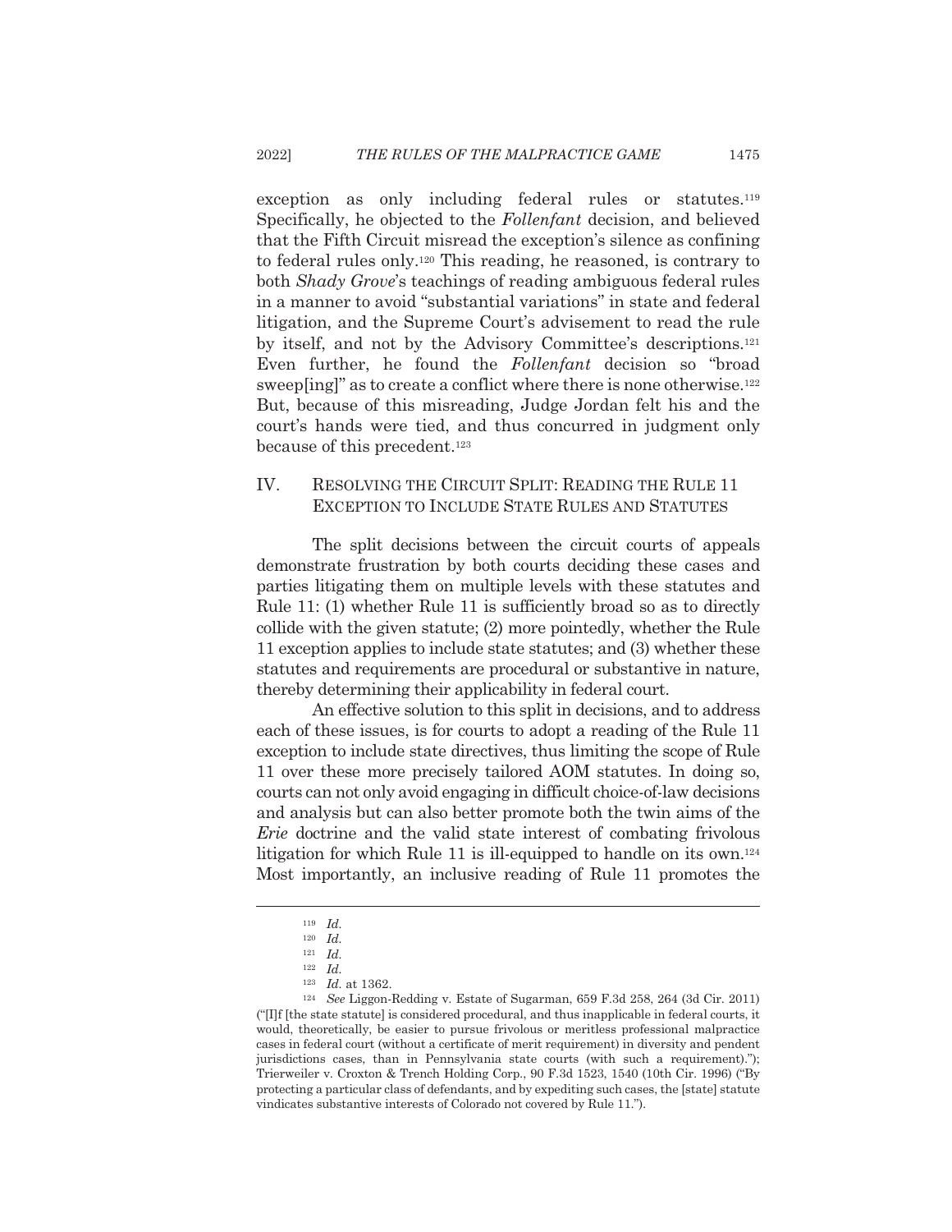exception as only including federal rules or statutes.[119] Specifically, he objected to the *Follenfant* decision, and believed that the Fifth Circuit misread the exception's silence as confining to federal rules only.[120] This reading, he reasoned, is contrary to both *Shady Grove*'s teachings of reading ambiguous federal rules in a manner to avoid "substantial variations" in state and federal litigation, and the Supreme Court's advisement to read the rule by itself, and not by the Advisory Committee's descriptions.[121] Even further, he found the *Follenfant* decision so "broad sweep[ing]" as to create a conflict where there is none otherwise.[122] But, because of this misreading, Judge Jordan felt his and the court's hands were tied, and thus concurred in judgment only because of this precedent.[123]

## IV. RESOLVING THE CIRCUIT SPLIT: READING THE RULE 11 EXCEPTION TO INCLUDE STATE RULES AND STATUTES

The split decisions between the circuit courts of appeals demonstrate frustration by both courts deciding these cases and parties litigating them on multiple levels with these statutes and Rule 11: (1) whether Rule 11 is sufficiently broad so as to directly collide with the given statute; (2) more pointedly, whether the Rule 11 exception applies to include state statutes; and (3) whether these statutes and requirements are procedural or substantive in nature, thereby determining their applicability in federal court.

An effective solution to this split in decisions, and to address each of these issues, is for courts to adopt a reading of the Rule 11 exception to include state directives, thus limiting the scope of Rule 11 over these more precisely tailored AOM statutes. In doing so, courts can not only avoid engaging in difficult choice-of-law decisions and analysis but can also better promote both the twin aims of the *Erie* doctrine and the valid state interest of combating frivolous litigation for which Rule 11 is ill-equipped to handle on its own.[124] Most importantly, an inclusive reading of Rule 11 promotes the

---

[119] *Id.*

[120] *Id.*

[121] *Id.*

[122] *Id.*

[123] *Id.* at 1362.

[124] *See* Liggon-Redding v. Estate of Sugarman, 659 F.3d 258, 264 (3d Cir. 2011) ("[I]f [the state statute] is considered procedural, and thus inapplicable in federal courts, it would, theoretically, be easier to pursue frivolous or meritless professional malpractice cases in federal court (without a certificate of merit requirement) in diversity and pendent jurisdictions cases, than in Pennsylvania state courts (with such a requirement)."); Trierweiler v. Croxton & Trench Holding Corp., 90 F.3d 1523, 1540 (10th Cir. 1996) ("By protecting a particular class of defendants, and by expediting such cases, the [state] statute vindicates substantive interests of Colorado not covered by Rule 11.").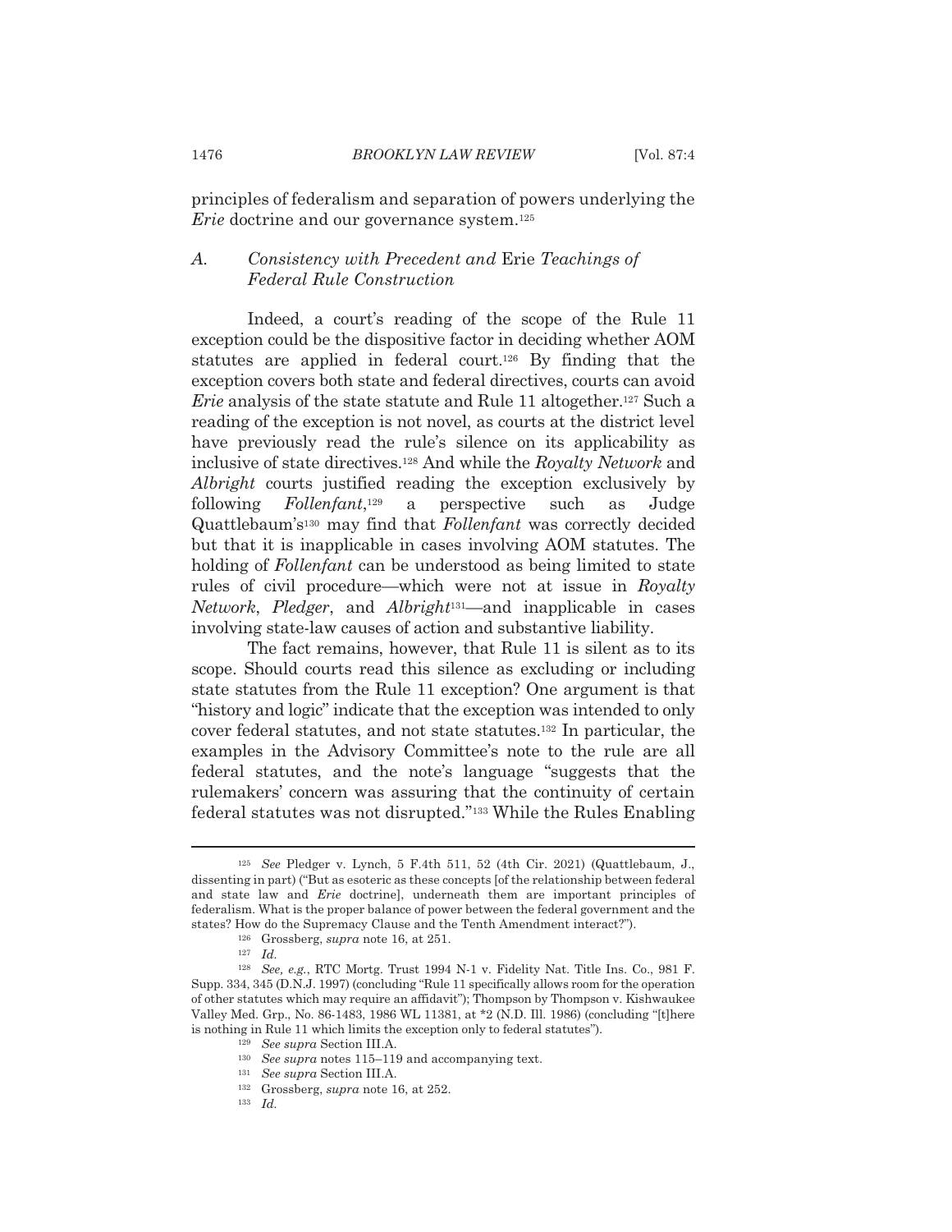principles of federalism and separation of powers underlying the *Erie* doctrine and our governance system.[125]

### A. Consistency with Precedent and *Erie* Teachings of Federal Rule Construction

Indeed, a court's reading of the scope of the Rule 11 exception could be the dispositive factor in deciding whether AOM statutes are applied in federal court.[126] By finding that the exception covers both state and federal directives, courts can avoid *Erie* analysis of the state statute and Rule 11 altogether.[127] Such a reading of the exception is not novel, as courts at the district level have previously read the rule's silence on its applicability as inclusive of state directives.[128] And while the *Royalty Network* and *Albright* courts justified reading the exception exclusively by following *Follenfant*,[129] a perspective such as Judge Quattlebaum's[130] may find that *Follenfant* was correctly decided but that it is inapplicable in cases involving AOM statutes. The holding of *Follenfant* can be understood as being limited to state rules of civil procedure—which were not at issue in *Royalty Network*, *Pledger*, and *Albright*[131]—and inapplicable in cases involving state-law causes of action and substantive liability.

The fact remains, however, that Rule 11 is silent as to its scope. Should courts read this silence as excluding or including state statutes from the Rule 11 exception? One argument is that "history and logic" indicate that the exception was intended to only cover federal statutes, and not state statutes.[132] In particular, the examples in the Advisory Committee's note to the rule are all federal statutes, and the note's language "suggests that the rulemakers' concern was assuring that the continuity of certain federal statutes was not disrupted."[133] While the Rules Enabling

---

[125] *See* Pledger v. Lynch, 5 F.4th 511, 52 (4th Cir. 2021) (Quattlebaum, J., dissenting in part) ("But as esoteric as these concepts [of the relationship between federal and state law and *Erie* doctrine], underneath them are important principles of federalism. What is the proper balance of power between the federal government and the states? How do the Supremacy Clause and the Tenth Amendment interact?").

[126] Grossberg, *supra* note 16, at 251.

[127] *Id.*

[128] *See, e.g.*, RTC Mortg. Trust 1994 N-1 v. Fidelity Nat. Title Ins. Co., 981 F. Supp. 334, 345 (D.N.J. 1997) (concluding "Rule 11 specifically allows room for the operation of other statutes which may require an affidavit"); Thompson by Thompson v. Kishwaukee Valley Med. Grp., No. 86-1483, 1986 WL 11381, at *2 (N.D. Ill. 1986) (concluding "[t]here is nothing in Rule 11 which limits the exception only to federal statutes").

[129] *See supra* Section III.A.

[130] *See supra* notes 115–119 and accompanying text.

[131] *See supra* Section III.A.

[132] Grossberg, *supra* note 16, at 252.

[133] *Id.*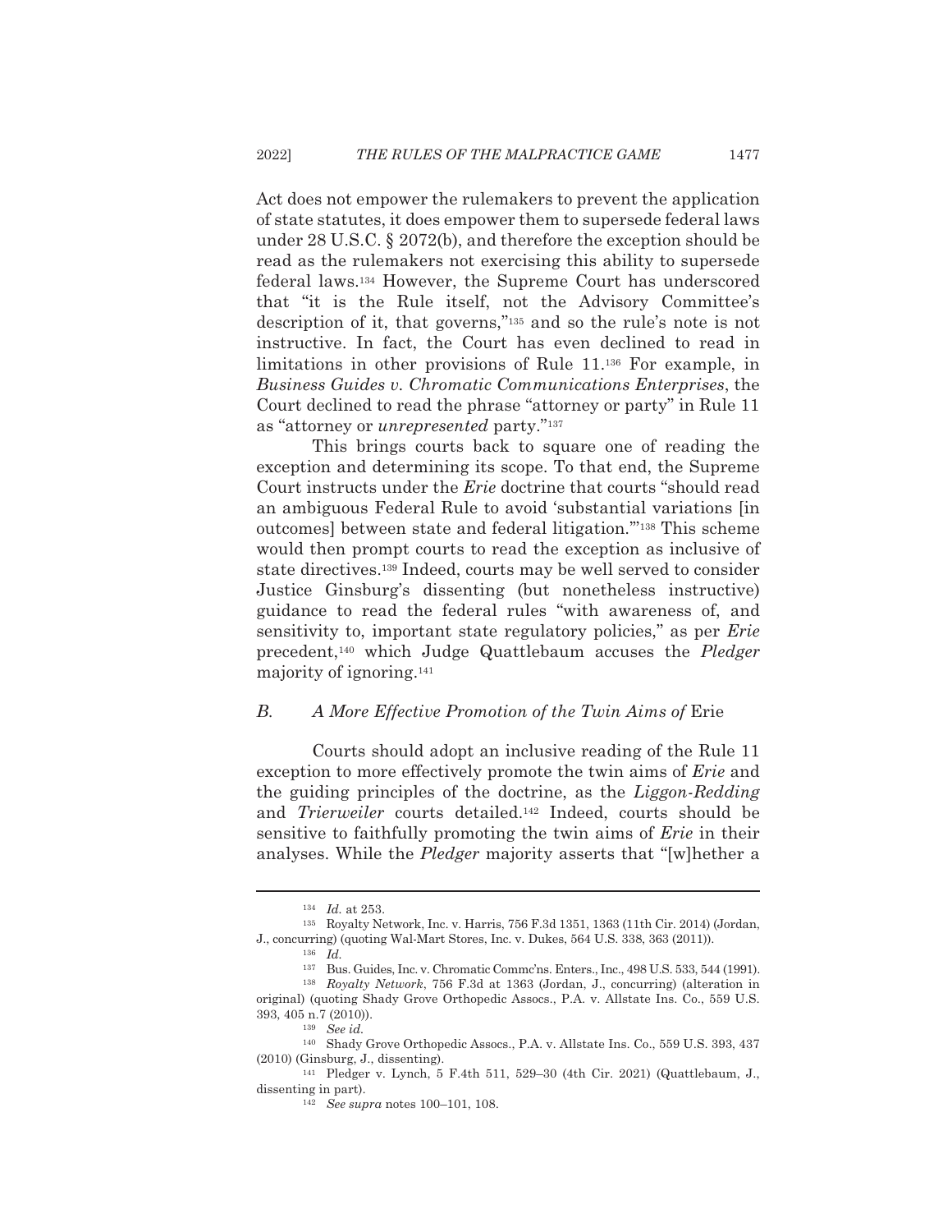Act does not empower the rulemakers to prevent the application of state statutes, it does empower them to supersede federal laws under 28 U.S.C. § 2072(b), and therefore the exception should be read as the rulemakers not exercising this ability to supersede federal laws.[134] However, the Supreme Court has underscored that "it is the Rule itself, not the Advisory Committee's description of it, that governs,"[135] and so the rule's note is not instructive. In fact, the Court has even declined to read in limitations in other provisions of Rule 11.[136] For example, in *Business Guides v. Chromatic Communications Enterprises*, the Court declined to read the phrase "attorney or party" in Rule 11 as "attorney or *unrepresented* party."[137]

This brings courts back to square one of reading the exception and determining its scope. To that end, the Supreme Court instructs under the *Erie* doctrine that courts "should read an ambiguous Federal Rule to avoid 'substantial variations [in outcomes] between state and federal litigation.'"[138] This scheme would then prompt courts to read the exception as inclusive of state directives.[139] Indeed, courts may be well served to consider Justice Ginsburg's dissenting (but nonetheless instructive) guidance to read the federal rules "with awareness of, and sensitivity to, important state regulatory policies," as per *Erie* precedent,[140] which Judge Quattlebaum accuses the *Pledger* majority of ignoring.[141]

### B. A More Effective Promotion of the Twin Aims of *Erie*

Courts should adopt an inclusive reading of the Rule 11 exception to more effectively promote the twin aims of *Erie* and the guiding principles of the doctrine, as the *Liggon-Redding* and *Trierweiler* courts detailed.[142] Indeed, courts should be sensitive to faithfully promoting the twin aims of *Erie* in their analyses. While the *Pledger* majority asserts that "[w]hether a

---

[134] *Id.* at 253.

[135] Royalty Network, Inc. v. Harris, 756 F.3d 1351, 1363 (11th Cir. 2014) (Jordan, J., concurring) (quoting Wal-Mart Stores, Inc. v. Dukes, 564 U.S. 338, 363 (2011)).

[136] *Id.*

[137] Bus. Guides, Inc. v. Chromatic Commc'ns. Enters., Inc., 498 U.S. 533, 544 (1991).

[138] *Royalty Network*, 756 F.3d at 1363 (Jordan, J., concurring) (alteration in original) (quoting Shady Grove Orthopedic Assocs., P.A. v. Allstate Ins. Co., 559 U.S. 393, 405 n.7 (2010)).

[139] *See id.*

[140] Shady Grove Orthopedic Assocs., P.A. v. Allstate Ins. Co., 559 U.S. 393, 437 (2010) (Ginsburg, J., dissenting).

[141] Pledger v. Lynch, 5 F.4th 511, 529–30 (4th Cir. 2021) (Quattlebaum, J., dissenting in part).

[142] *See supra* notes 100–101, 108.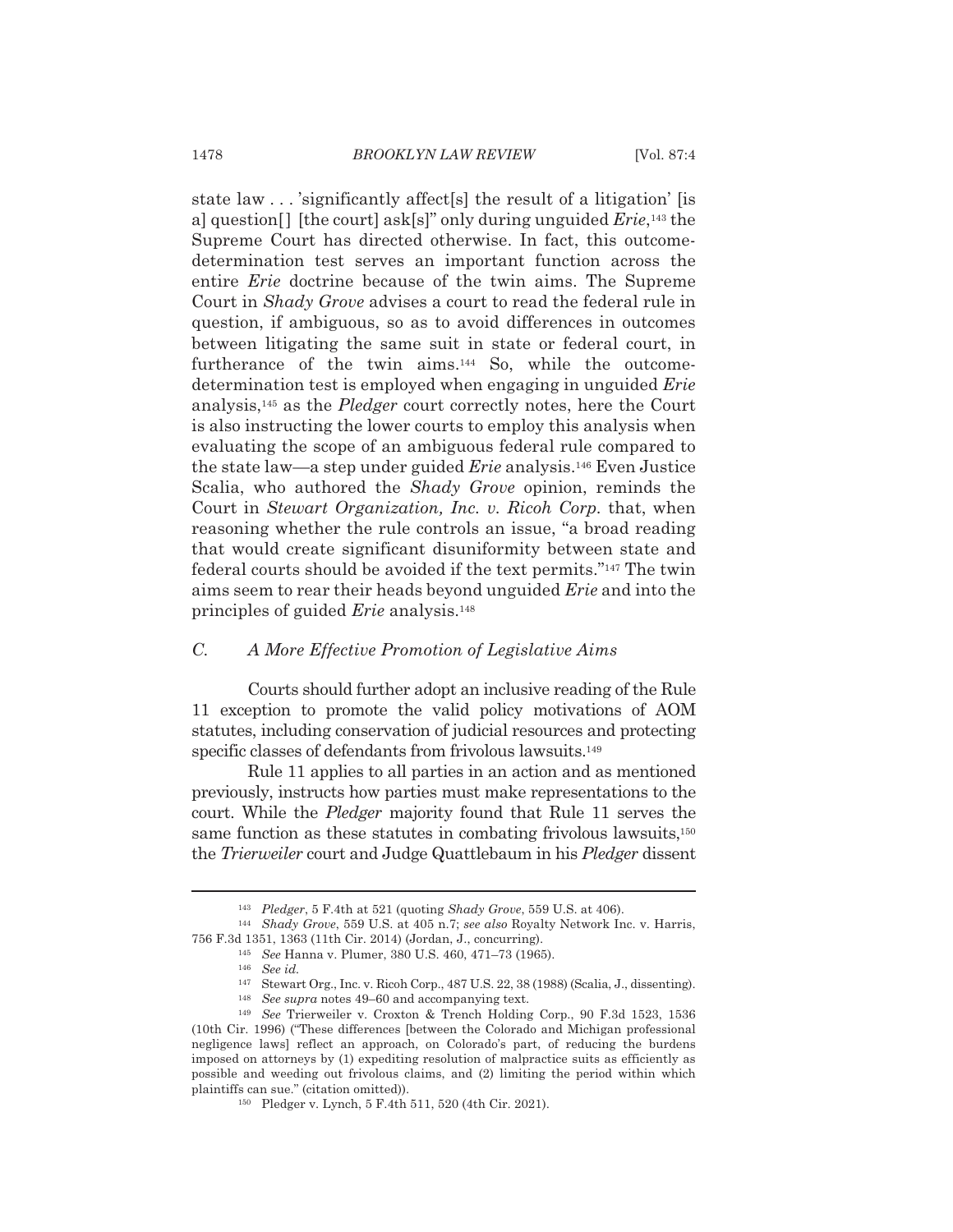state law . . . 'significantly affect[s] the result of a litigation' [is a] question[] [the court] ask[s]" only during unguided *Erie*,[143] the Supreme Court has directed otherwise. In fact, this outcome-determination test serves an important function across the entire *Erie* doctrine because of the twin aims. The Supreme Court in *Shady Grove* advises a court to read the federal rule in question, if ambiguous, so as to avoid differences in outcomes between litigating the same suit in state or federal court, in furtherance of the twin aims.[144] So, while the outcome-determination test is employed when engaging in unguided *Erie* analysis,[145] as the *Pledger* court correctly notes, here the Court is also instructing the lower courts to employ this analysis when evaluating the scope of an ambiguous federal rule compared to the state law—a step under guided *Erie* analysis.[146] Even Justice Scalia, who authored the *Shady Grove* opinion, reminds the Court in *Stewart Organization, Inc. v. Ricoh Corp.* that, when reasoning whether the rule controls an issue, "a broad reading that would create significant disuniformity between state and federal courts should be avoided if the text permits."[147] The twin aims seem to rear their heads beyond unguided *Erie* and into the principles of guided *Erie* analysis.[148]

### C. A More Effective Promotion of Legislative Aims

Courts should further adopt an inclusive reading of the Rule 11 exception to promote the valid policy motivations of AOM statutes, including conservation of judicial resources and protecting specific classes of defendants from frivolous lawsuits.[149]

Rule 11 applies to all parties in an action and as mentioned previously, instructs how parties must make representations to the court. While the *Pledger* majority found that Rule 11 serves the same function as these statutes in combating frivolous lawsuits,[150] the *Trierweiler* court and Judge Quattlebaum in his *Pledger* dissent

---

[143] *Pledger*, 5 F.4th at 521 (quoting *Shady Grove*, 559 U.S. at 406).

[144] *Shady Grove*, 559 U.S. at 405 n.7; *see also* Royalty Network Inc. v. Harris, 756 F.3d 1351, 1363 (11th Cir. 2014) (Jordan, J., concurring).

[145] *See* Hanna v. Plumer, 380 U.S. 460, 471–73 (1965).

[146] *See id.*

[147] Stewart Org., Inc. v. Ricoh Corp., 487 U.S. 22, 38 (1988) (Scalia, J., dissenting).

[148] *See supra* notes 49–60 and accompanying text.

[149] *See* Trierweiler v. Croxton & Trench Holding Corp., 90 F.3d 1523, 1536 (10th Cir. 1996) ("These differences [between the Colorado and Michigan professional negligence laws] reflect an approach, on Colorado's part, of reducing the burdens imposed on attorneys by (1) expediting resolution of malpractice suits as efficiently as possible and weeding out frivolous claims, and (2) limiting the period within which plaintiffs can sue." (citation omitted)).

[150] Pledger v. Lynch, 5 F.4th 511, 520 (4th Cir. 2021).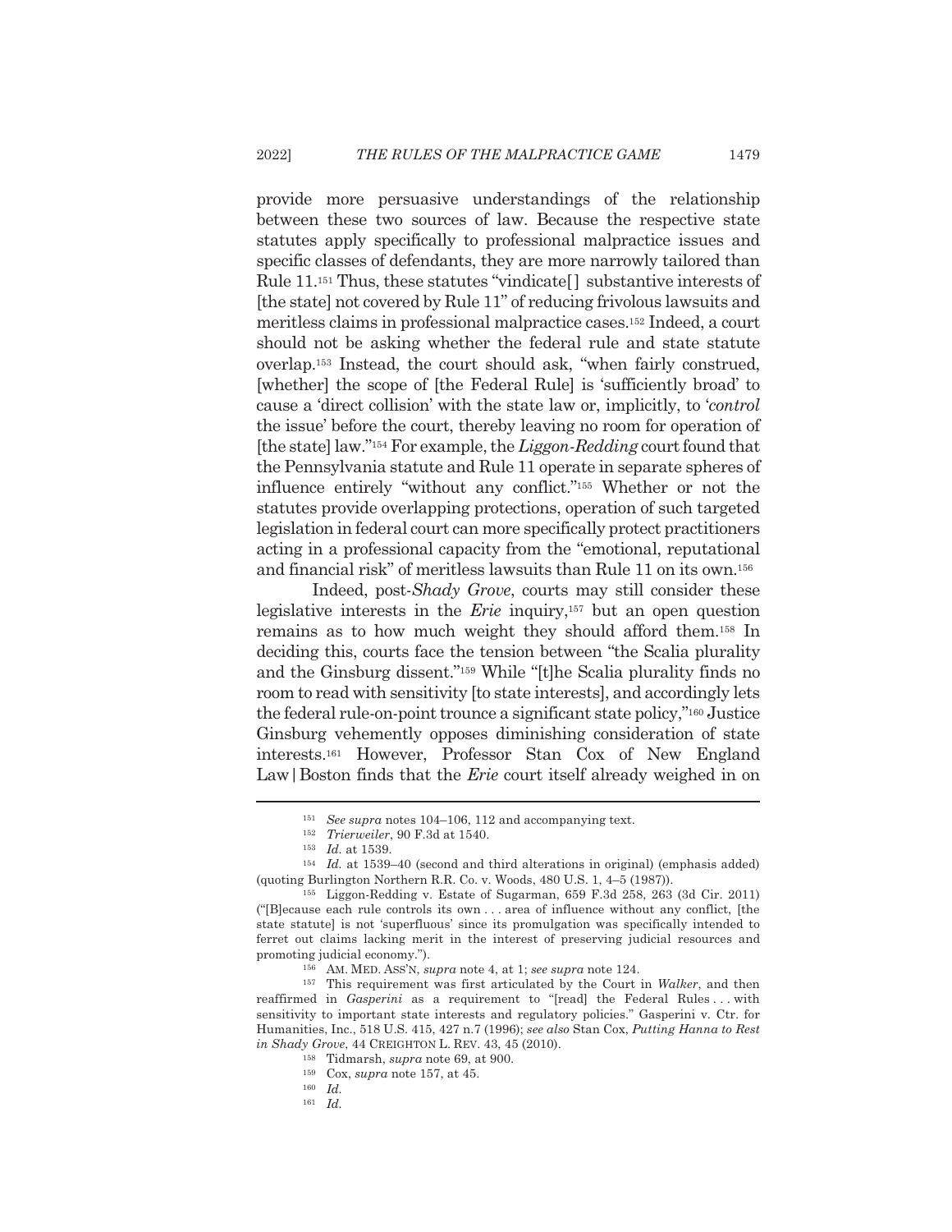provide more persuasive understandings of the relationship between these two sources of law. Because the respective state statutes apply specifically to professional malpractice issues and specific classes of defendants, they are more narrowly tailored than Rule 11.[151] Thus, these statutes "vindicate[] substantive interests of [the state] not covered by Rule 11" of reducing frivolous lawsuits and meritless claims in professional malpractice cases.[152] Indeed, a court should not be asking whether the federal rule and state statute overlap.[153] Instead, the court should ask, "when fairly construed, [whether] the scope of [the Federal Rule] is 'sufficiently broad' to cause a 'direct collision' with the state law or, implicitly, to '*control* the issue' before the court, thereby leaving no room for operation of [the state] law."[154] For example, the *Liggon-Redding* court found that the Pennsylvania statute and Rule 11 operate in separate spheres of influence entirely "without any conflict."[155] Whether or not the statutes provide overlapping protections, operation of such targeted legislation in federal court can more specifically protect practitioners acting in a professional capacity from the "emotional, reputational and financial risk" of meritless lawsuits than Rule 11 on its own.[156]

Indeed, post-*Shady Grove*, courts may still consider these legislative interests in the *Erie* inquiry,[157] but an open question remains as to how much weight they should afford them.[158] In deciding this, courts face the tension between "the Scalia plurality and the Ginsburg dissent."[159] While "[t]he Scalia plurality finds no room to read with sensitivity [to state interests], and accordingly lets the federal rule-on-point trounce a significant state policy,"[160] Justice Ginsburg vehemently opposes diminishing consideration of state interests.[161] However, Professor Stan Cox of New England Law | Boston finds that the *Erie* court itself already weighed in on

---

[151] *See supra* notes 104–106, 112 and accompanying text.

[152] *Trierweiler*, 90 F.3d at 1540.

[153] *Id.* at 1539.

[154] *Id.* at 1539–40 (second and third alterations in original) (emphasis added) (quoting Burlington Northern R.R. Co. v. Woods, 480 U.S. 1, 4–5 (1987)).

[155] Liggon-Redding v. Estate of Sugarman, 659 F.3d 258, 263 (3d Cir. 2011) ("[B]ecause each rule controls its own . . . area of influence without any conflict, [the state statute] is not 'superfluous' since its promulgation was specifically intended to ferret out claims lacking merit in the interest of preserving judicial resources and promoting judicial economy.").

[156] AM. MED. ASS'N, *supra* note 4, at 1; *see supra* note 124.

[157] This requirement was first articulated by the Court in *Walker*, and then reaffirmed in *Gasperini* as a requirement to "[read] the Federal Rules . . . with sensitivity to important state interests and regulatory policies." Gasperini v. Ctr. for Humanities, Inc., 518 U.S. 415, 427 n.7 (1996); *see also* Stan Cox, *Putting Hanna to Rest in Shady Grove*, 44 CREIGHTON L. REV. 43, 45 (2010).

[158] Tidmarsh, *supra* note 69, at 900.

[159] Cox, *supra* note 157, at 45.

[160] *Id.*

[161] *Id.*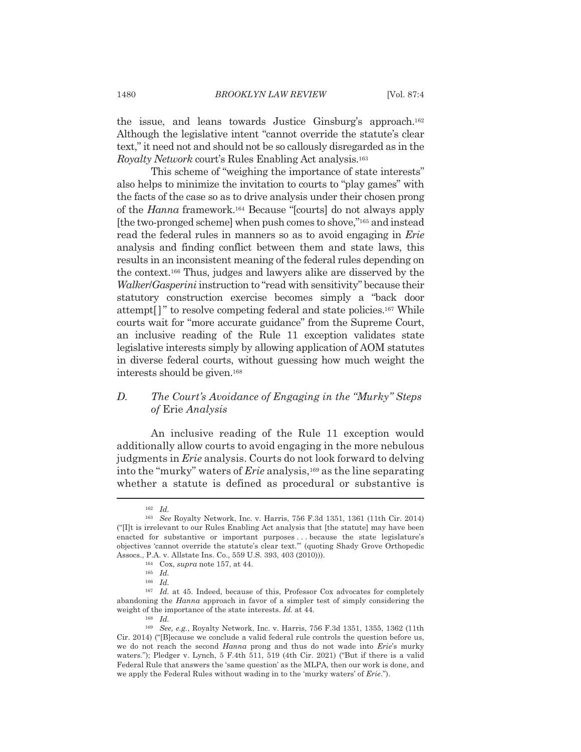the issue, and leans towards Justice Ginsburg's approach.[162] Although the legislative intent "cannot override the statute's clear text," it need not and should not be so callously disregarded as in the *Royalty Network* court's Rules Enabling Act analysis.[163]

This scheme of "weighing the importance of state interests" also helps to minimize the invitation to courts to "play games" with the facts of the case so as to drive analysis under their chosen prong of the *Hanna* framework.[164] Because "[courts] do not always apply [the two-pronged scheme] when push comes to shove,"[165] and instead read the federal rules in manners so as to avoid engaging in *Erie* analysis and finding conflict between them and state laws, this results in an inconsistent meaning of the federal rules depending on the context.[166] Thus, judges and lawyers alike are disserved by the *Walker*/*Gasperini* instruction to "read with sensitivity" because their statutory construction exercise becomes simply a "back door attempt[ ]" to resolve competing federal and state policies.[167] While courts wait for "more accurate guidance" from the Supreme Court, an inclusive reading of the Rule 11 exception validates state legislative interests simply by allowing application of AOM statutes in diverse federal courts, without guessing how much weight the interests should be given.[168]

### *D. The Court's Avoidance of Engaging in the "Murky" Steps of* Erie *Analysis*

An inclusive reading of the Rule 11 exception would additionally allow courts to avoid engaging in the more nebulous judgments in *Erie* analysis. Courts do not look forward to delving into the "murky" waters of *Erie* analysis,[169] as the line separating whether a statute is defined as procedural or substantive is

---

[162] *Id.*

[163] *See* Royalty Network, Inc. v. Harris, 756 F.3d 1351, 1361 (11th Cir. 2014) ("[I]t is irrelevant to our Rules Enabling Act analysis that [the statute] may have been enacted for substantive or important purposes . . . because the state legislature's objectives 'cannot override the statute's clear text.'" (quoting Shady Grove Orthopedic Assocs., P.A. v. Allstate Ins. Co., 559 U.S. 393, 403 (2010))).

[164] Cox, *supra* note 157, at 44.

[165] *Id.*

[166] *Id.*

[167] *Id.* at 45. Indeed, because of this, Professor Cox advocates for completely abandoning the *Hanna* approach in favor of a simpler test of simply considering the weight of the importance of the state interests. *Id.* at 44.

[168] *Id.*

[169] *See, e.g.*, Royalty Network, Inc. v. Harris, 756 F.3d 1351, 1355, 1362 (11th Cir. 2014) ("[B]ecause we conclude a valid federal rule controls the question before us, we do not reach the second *Hanna* prong and thus do not wade into *Erie*'s murky waters."); Pledger v. Lynch, 5 F.4th 511, 519 (4th Cir. 2021) ("But if there is a valid Federal Rule that answers the 'same question' as the MLPA, then our work is done, and we apply the Federal Rules without wading in to the 'murky waters' of *Erie*.").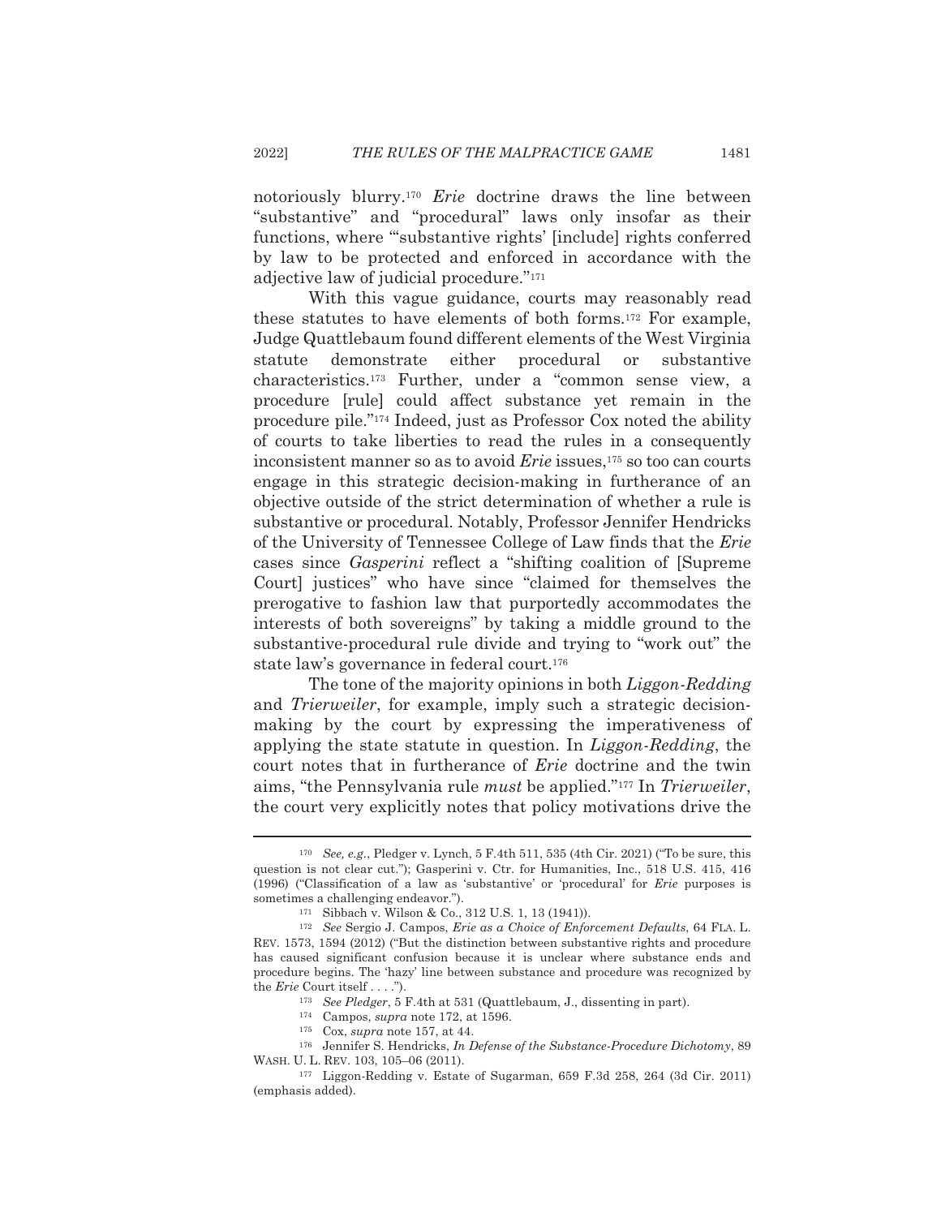notoriously blurry.[170] *Erie* doctrine draws the line between "substantive" and "procedural" laws only insofar as their functions, where "'substantive rights' [include] rights conferred by law to be protected and enforced in accordance with the adjective law of judicial procedure."[171]

With this vague guidance, courts may reasonably read these statutes to have elements of both forms.[172] For example, Judge Quattlebaum found different elements of the West Virginia statute demonstrate either procedural or substantive characteristics.[173] Further, under a "common sense view, a procedure [rule] could affect substance yet remain in the procedure pile."[174] Indeed, just as Professor Cox noted the ability of courts to take liberties to read the rules in a consequently inconsistent manner so as to avoid *Erie* issues,[175] so too can courts engage in this strategic decision-making in furtherance of an objective outside of the strict determination of whether a rule is substantive or procedural. Notably, Professor Jennifer Hendricks of the University of Tennessee College of Law finds that the *Erie* cases since *Gasperini* reflect a "shifting coalition of [Supreme Court] justices" who have since "claimed for themselves the prerogative to fashion law that purportedly accommodates the interests of both sovereigns" by taking a middle ground to the substantive-procedural rule divide and trying to "work out" the state law's governance in federal court.[176]

The tone of the majority opinions in both *Liggon-Redding* and *Trierweiler*, for example, imply such a strategic decision-making by the court by expressing the imperativeness of applying the state statute in question. In *Liggon-Redding*, the court notes that in furtherance of *Erie* doctrine and the twin aims, "the Pennsylvania rule *must* be applied."[177] In *Trierweiler*, the court very explicitly notes that policy motivations drive the

---

[170] *See, e.g.*, Pledger v. Lynch, 5 F.4th 511, 535 (4th Cir. 2021) ("To be sure, this question is not clear cut."); Gasperini v. Ctr. for Humanities, Inc., 518 U.S. 415, 416 (1996) ("Classification of a law as 'substantive' or 'procedural' for *Erie* purposes is sometimes a challenging endeavor.").

[171] Sibbach v. Wilson & Co., 312 U.S. 1, 13 (1941)).

[172] *See* Sergio J. Campos, *Erie as a Choice of Enforcement Defaults*, 64 FLA. L. REV. 1573, 1594 (2012) ("But the distinction between substantive rights and procedure has caused significant confusion because it is unclear where substance ends and procedure begins. The 'hazy' line between substance and procedure was recognized by the *Erie* Court itself . . . .").

[173] *See Pledger*, 5 F.4th at 531 (Quattlebaum, J., dissenting in part).

[174] Campos, *supra* note 172, at 1596.

[175] Cox, *supra* note 157, at 44.

[176] Jennifer S. Hendricks, *In Defense of the Substance-Procedure Dichotomy*, 89 WASH. U. L. REV. 103, 105–06 (2011).

[177] Liggon-Redding v. Estate of Sugarman, 659 F.3d 258, 264 (3d Cir. 2011) (emphasis added).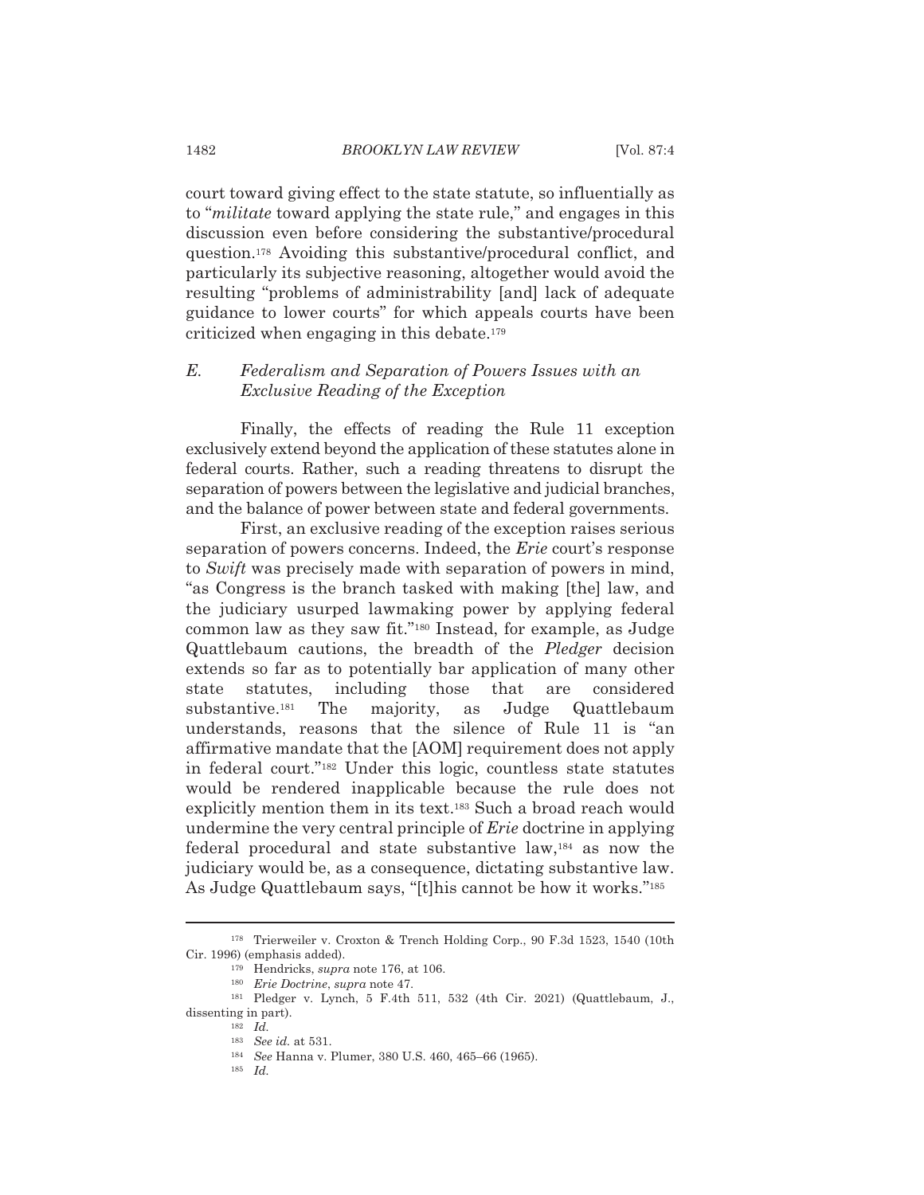court toward giving effect to the state statute, so influentially as to "*militate* toward applying the state rule," and engages in this discussion even before considering the substantive/procedural question.[178] Avoiding this substantive/procedural conflict, and particularly its subjective reasoning, altogether would avoid the resulting "problems of administrability [and] lack of adequate guidance to lower courts" for which appeals courts have been criticized when engaging in this debate.[179]

### *E. Federalism and Separation of Powers Issues with an Exclusive Reading of the Exception*

Finally, the effects of reading the Rule 11 exception exclusively extend beyond the application of these statutes alone in federal courts. Rather, such a reading threatens to disrupt the separation of powers between the legislative and judicial branches, and the balance of power between state and federal governments.

First, an exclusive reading of the exception raises serious separation of powers concerns. Indeed, the *Erie* court's response to *Swift* was precisely made with separation of powers in mind, "as Congress is the branch tasked with making [the] law, and the judiciary usurped lawmaking power by applying federal common law as they saw fit."[180] Instead, for example, as Judge Quattlebaum cautions, the breadth of the *Pledger* decision extends so far as to potentially bar application of many other state statutes, including those that are considered substantive.[181] The majority, as Judge Quattlebaum understands, reasons that the silence of Rule 11 is "an affirmative mandate that the [AOM] requirement does not apply in federal court."[182] Under this logic, countless state statutes would be rendered inapplicable because the rule does not explicitly mention them in its text.[183] Such a broad reach would undermine the very central principle of *Erie* doctrine in applying federal procedural and state substantive law,[184] as now the judiciary would be, as a consequence, dictating substantive law. As Judge Quattlebaum says, "[t]his cannot be how it works."[185]

---

[178] Trierweiler v. Croxton & Trench Holding Corp., 90 F.3d 1523, 1540 (10th Cir. 1996) (emphasis added).

[179] Hendricks, *supra* note 176, at 106.

[180] *Erie Doctrine*, *supra* note 47.

[181] Pledger v. Lynch, 5 F.4th 511, 532 (4th Cir. 2021) (Quattlebaum, J., dissenting in part).

[182] *Id.*

[183] *See id.* at 531.

[184] *See* Hanna v. Plumer, 380 U.S. 460, 465–66 (1965).

[185] *Id.*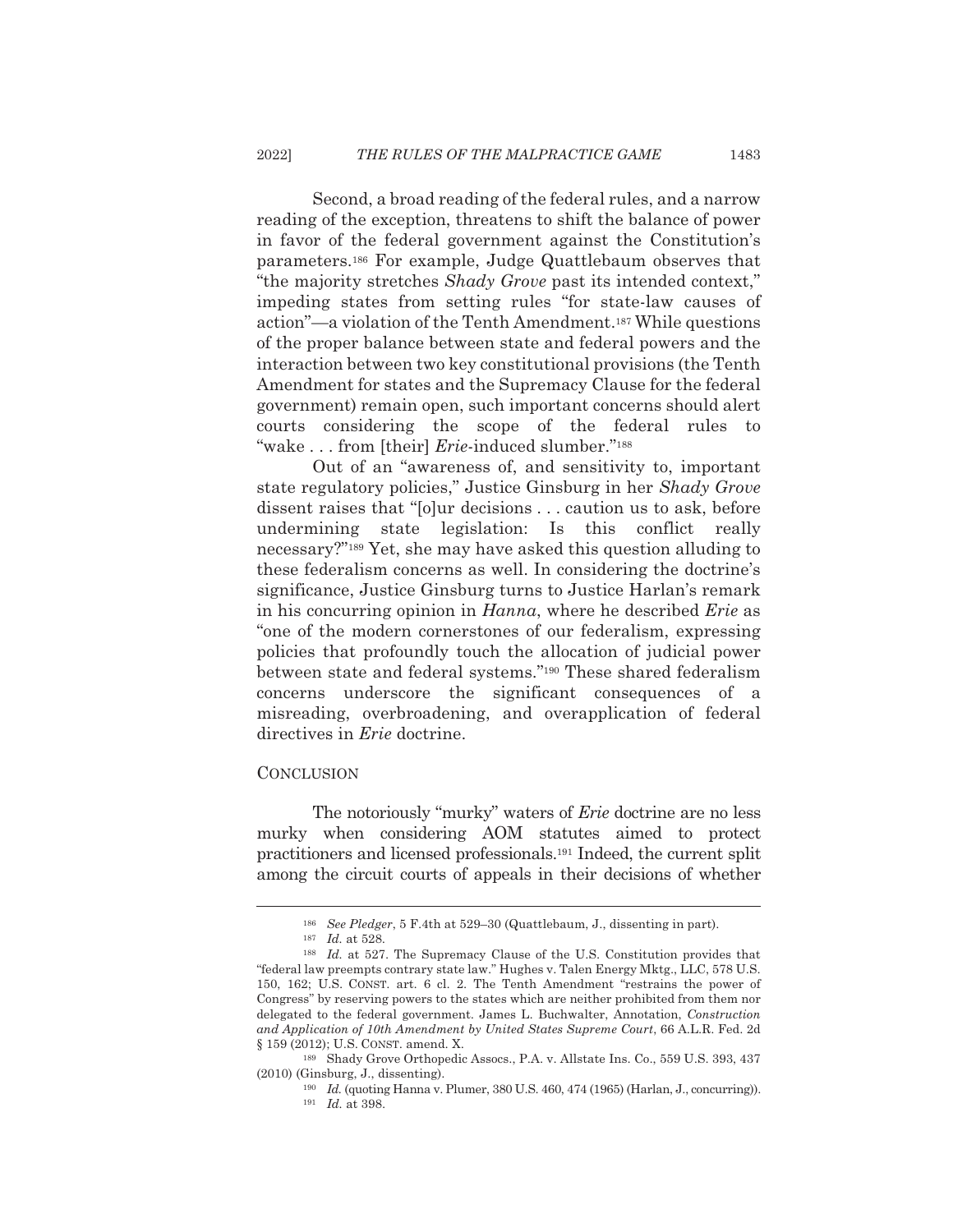Second, a broad reading of the federal rules, and a narrow reading of the exception, threatens to shift the balance of power in favor of the federal government against the Constitution's parameters.[186] For example, Judge Quattlebaum observes that "the majority stretches *Shady Grove* past its intended context," impeding states from setting rules "for state-law causes of action"—a violation of the Tenth Amendment.[187] While questions of the proper balance between state and federal powers and the interaction between two key constitutional provisions (the Tenth Amendment for states and the Supremacy Clause for the federal government) remain open, such important concerns should alert courts considering the scope of the federal rules to "wake . . . from [their] *Erie*-induced slumber."[188]

Out of an "awareness of, and sensitivity to, important state regulatory policies," Justice Ginsburg in her *Shady Grove* dissent raises that "[o]ur decisions . . . caution us to ask, before undermining state legislation: Is this conflict really necessary?"[189] Yet, she may have asked this question alluding to these federalism concerns as well. In considering the doctrine's significance, Justice Ginsburg turns to Justice Harlan's remark in his concurring opinion in *Hanna*, where he described *Erie* as "one of the modern cornerstones of our federalism, expressing policies that profoundly touch the allocation of judicial power between state and federal systems."[190] These shared federalism concerns underscore the significant consequences of a misreading, overbroadening, and overapplication of federal directives in *Erie* doctrine.

## CONCLUSION

The notoriously "murky" waters of *Erie* doctrine are no less murky when considering AOM statutes aimed to protect practitioners and licensed professionals.[191] Indeed, the current split among the circuit courts of appeals in their decisions of whether

---

[186] *See Pledger*, 5 F.4th at 529–30 (Quattlebaum, J., dissenting in part).

[187] *Id.* at 528.

[188] *Id.* at 527. The Supremacy Clause of the U.S. Constitution provides that "federal law preempts contrary state law." Hughes v. Talen Energy Mktg., LLC, 578 U.S. 150, 162; U.S. CONST. art. 6 cl. 2. The Tenth Amendment "restrains the power of Congress" by reserving powers to the states which are neither prohibited from them nor delegated to the federal government. James L. Buchwalter, Annotation, *Construction and Application of 10th Amendment by United States Supreme Court*, 66 A.L.R. Fed. 2d § 159 (2012); U.S. CONST. amend. X.

[189] Shady Grove Orthopedic Assocs., P.A. v. Allstate Ins. Co., 559 U.S. 393, 437 (2010) (Ginsburg, J., dissenting).

[190] *Id.* (quoting Hanna v. Plumer, 380 U.S. 460, 474 (1965) (Harlan, J., concurring)).

[191] *Id.* at 398.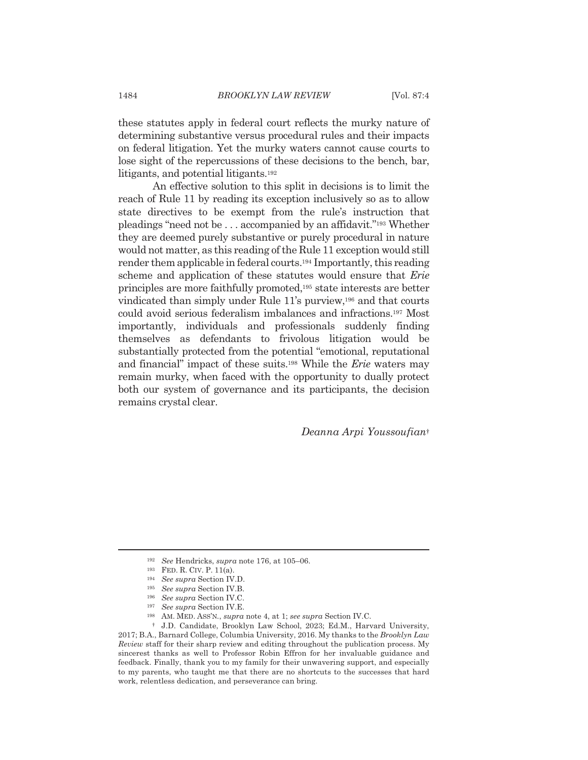these statutes apply in federal court reflects the murky nature of determining substantive versus procedural rules and their impacts on federal litigation. Yet the murky waters cannot cause courts to lose sight of the repercussions of these decisions to the bench, bar, litigants, and potential litigants.[192]

An effective solution to this split in decisions is to limit the reach of Rule 11 by reading its exception inclusively so as to allow state directives to be exempt from the rule's instruction that pleadings "need not be . . . accompanied by an affidavit."[193] Whether they are deemed purely substantive or purely procedural in nature would not matter, as this reading of the Rule 11 exception would still render them applicable in federal courts.[194] Importantly, this reading scheme and application of these statutes would ensure that *Erie* principles are more faithfully promoted,[195] state interests are better vindicated than simply under Rule 11's purview,[196] and that courts could avoid serious federalism imbalances and infractions.[197] Most importantly, individuals and professionals suddenly finding themselves as defendants to frivolous litigation would be substantially protected from the potential "emotional, reputational and financial" impact of these suits.[198] While the *Erie* waters may remain murky, when faced with the opportunity to dually protect both our system of governance and its participants, the decision remains crystal clear.

*Deanna Arpi Youssoufian*[†]

---

[192] *See* Hendricks, *supra* note 176, at 105–06.

[193] FED. R. CIV. P. 11(a).

[194] *See supra* Section IV.D.

[195] *See supra* Section IV.B.

[196] *See supra* Section IV.C.

[197] *See supra* Section IV.E.

[198] AM. MED. ASS'N., *supra* note 4, at 1; *see supra* Section IV.C.

[†] J.D. Candidate, Brooklyn Law School, 2023; Ed.M., Harvard University, 2017; B.A., Barnard College, Columbia University, 2016. My thanks to the *Brooklyn Law Review* staff for their sharp review and editing throughout the publication process. My sincerest thanks as well to Professor Robin Effron for her invaluable guidance and feedback. Finally, thank you to my family for their unwavering support, and especially to my parents, who taught me that there are no shortcuts to the successes that hard work, relentless dedication, and perseverance can bring.